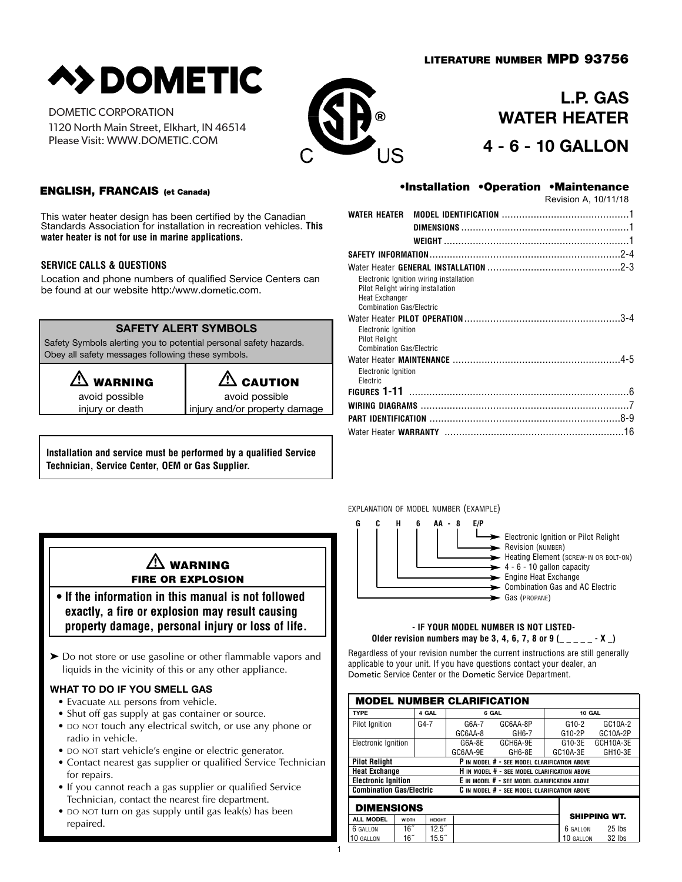**LITERATURE NUMBER MPD 93756**

# DOMETIC

DOMETIC CORPORATION
1120 North Main Street, Elkhart, IN 46514
Please Visit: WWW.DOMETIC.COM

# L.P. GAS WATER HEATER

# 4 - 6 - 10 GALLON

**ENGLISH, FRANCAIS (et Canada)**

This water heater design has been certified by the Canadian Standards Association for installation in recreation vehicles. **This water heater is not for use in marine applications.**

**SERVICE CALLS & QUESTIONS**

Location and phone numbers of qualified Service Centers can be found at our website http:/www.dometic.com.

### SAFETY ALERT SYMBOLS

Safety Symbols alerting you to potential personal safety hazards. Obey all safety messages following these symbols.

| ⚠ WARNING | ⚠ CAUTION |
|---|---|
| avoid possible injury or death | avoid possible injury and/or property damage |

**Installation and service must be performed by a qualified Service Technician, Service Center, OEM or Gas Supplier.**

**•Installation •Operation •Maintenance**

Revision A, 10/11/18

| | | |
|---|---|---|
| WATER HEATER | MODEL IDENTIFICATION | 1 |
| | DIMENSIONS | 1 |
| | WEIGHT | 1 |
| SAFETY INFORMATION | | 2-4 |
| Water Heater GENERAL INSTALLATION | | 2-3 |
| Electronic Ignition wiring installation<br>Pilot Relight wiring installation<br>Heat Exchanger<br>Combination Gas/Electric | | |
| Water Heater PILOT OPERATION | | 3-4 |
| Electronic Ignition<br>Pilot Relight<br>Combination Gas/Electric | | |
| Water Heater MAINTENANCE | | 4-5 |
| Electronic Ignition<br>Electric | | |
| FIGURES 1-11 | | 6 |
| WIRING DIAGRAMS | | 7 |
| PART IDENTIFICATION | | 8-9 |
| Water Heater WARRANTY | | 16 |

### ⚠ WARNING
### FIRE OR EXPLOSION

- **If the information in this manual is not followed exactly, a fire or explosion may result causing property damage, personal injury or loss of life.**

➤ Do not store or use gasoline or other flammable vapors and liquids in the vicinity of this or any other appliance.

**WHAT TO DO IF YOU SMELL GAS**

- Evacuate ALL persons from vehicle.
- Shut off gas supply at gas container or source.
- DO NOT touch any electrical switch, or use any phone or radio in vehicle.
- DO NOT start vehicle's engine or electric generator.
- Contact nearest gas supplier or qualified Service Technician for repairs.
- If you cannot reach a gas supplier or qualified Service Technician, contact the nearest fire department.
- DO NOT turn on gas supply until gas leak(s) has been repaired.

EXPLANATION OF MODEL NUMBER (EXAMPLE)

**G C H 6 AA - 8 E/P**

- E/P → Electronic Ignition or Pilot Relight
- 8 → Revision (NUMBER)
- AA → Heating Element (SCREW-IN OR BOLT-ON)
- 6 → 4 - 6 - 10 gallon capacity
- H → Engine Heat Exchange
- C → Combination Gas and AC Electric
- G → Gas (PROPANE)

**- IF YOUR MODEL NUMBER IS NOT LISTED-**
**Older revision numbers may be 3, 4, 6, 7, 8 or 9 (_ _ _ _ _ - X _)**

Regardless of your revision number the current instructions are still generally applicable to your unit. If you have questions contact your dealer, an Dometic Service Center or the Dometic Service Department.

### MODEL NUMBER CLARIFICATION

| TYPE | 4 GAL | 6 GAL | | 10 GAL | |
|---|---|---|---|---|---|
| Pilot Ignition | G4-7 | G6A-7<br>GC6AA-8 | GC6AA-8P<br>GH6-7 | G10-2<br>G10-2P | GC10A-2<br>GC10A-2P |
| Electronic Ignition | | G6A-8E<br>GC6AA-9E | GCH6A-9E<br>GH6-8E | G10-3E<br>GC10A-3E | GCH10A-3E<br>GH10-3E |
| **Pilot Relight** | **P** IN MODEL # - SEE MODEL CLARIFICATION ABOVE | | | | |
| **Heat Exchange** | **H** IN MODEL # - SEE MODEL CLARIFICATION ABOVE | | | | |
| **Electronic Ignition** | **E** IN MODEL # - SEE MODEL CLARIFICATION ABOVE | | | | |
| **Combination Gas/Electric** | **C** IN MODEL # - SEE MODEL CLARIFICATION ABOVE | | | | |

### DIMENSIONS

| ALL MODEL | WIDTH | HEIGHT |
|---|---|---|
| 6 GALLON | 16″ | 12.5″ |
| 10 GALLON | 16″ | 15.5″ |

### SHIPPING WT.

| | |
|---|---|
| 6 GALLON | 25 lbs |
| 10 GALLON | 32 lbs |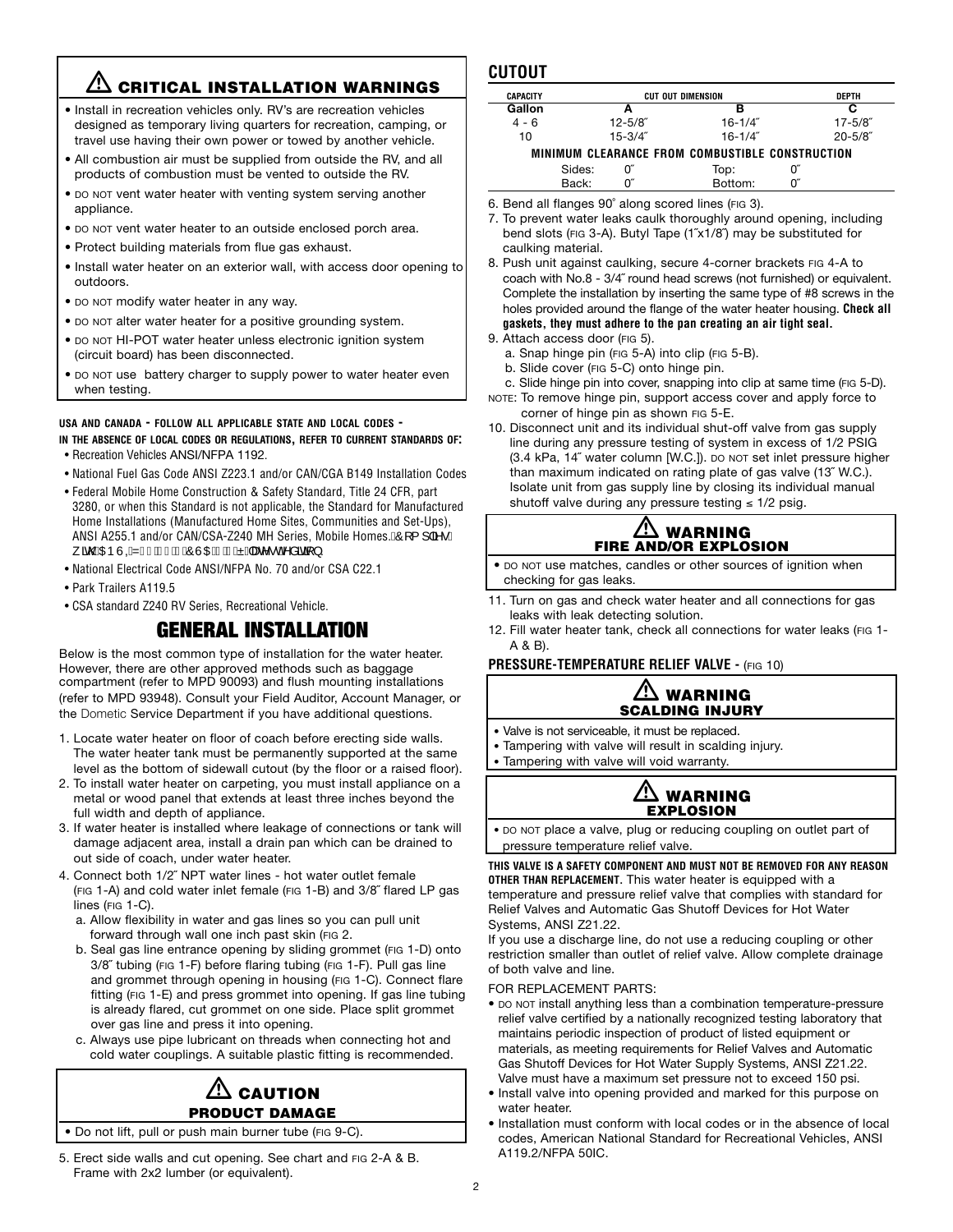## ⚠ CRITICAL INSTALLATION WARNINGS

- Install in recreation vehicles only. RV's are recreation vehicles designed as temporary living quarters for recreation, camping, or travel use having their own power or towed by another vehicle.
- All combustion air must be supplied from outside the RV, and all products of combustion must be vented to outside the RV.
- DO NOT vent water heater with venting system serving another appliance.
- DO NOT vent water heater to an outside enclosed porch area.
- Protect building materials from flue gas exhaust.
- Install water heater on an exterior wall, with access door opening to outdoors.
- DO NOT modify water heater in any way.
- DO NOT alter water heater for a positive grounding system.
- DO NOT HI-POT water heater unless electronic ignition system (circuit board) has been disconnected.
- DO NOT use battery charger to supply power to water heater even when testing.

**USA AND CANADA - FOLLOW ALL APPLICABLE STATE AND LOCAL CODES - IN THE ABSENCE OF LOCAL CODES OR REGULATIONS, REFER TO CURRENT STANDARDS OF:**

- Recreation Vehicles ANSI/NFPA 1192.
- National Fuel Gas Code ANSI Z223.1 and/or CAN/CGA B149 Installation Codes
- Federal Mobile Home Construction & Safety Standard, Title 24 CFR, part 3280, or when this Standard is not applicable, the Standard for Manufactured Home Installations (Manufactured Home Sites, Communities and Set-Ups), ANSI A255.1 and/or CAN/CSA-Z240 MH Series, Mobile Homes.Complies with ANSI Z21.10.1 CSA 4.1 Installation.
- National Electrical Code ANSI/NFPA No. 70 and/or CSA C22.1
- Park Trailers A119.5
- CSA standard Z240 RV Series, Recreational Vehicle.

# GENERAL INSTALLATION

Below is the most common type of installation for the water heater. However, there are other approved methods such as baggage compartment (refer to MPD 90093) and flush mounting installations (refer to MPD 93948). Consult your Field Auditor, Account Manager, or the Dometic Service Department if you have additional questions.

1. Locate water heater on floor of coach before erecting side walls. The water heater tank must be permanently supported at the same level as the bottom of sidewall cutout (by the floor or a raised floor).
2. To install water heater on carpeting, you must install appliance on a metal or wood panel that extends at least three inches beyond the full width and depth of appliance.
3. If water heater is installed where leakage of connections or tank will damage adjacent area, install a drain pan which can be drained to out side of coach, under water heater.
4. Connect both 1/2˝ NPT water lines - hot water outlet female (FIG 1-A) and cold water inlet female (FIG 1-B) and 3/8˝ flared LP gas lines (FIG 1-C).
   a. Allow flexibility in water and gas lines so you can pull unit forward through wall one inch past skin (FIG 2.
   b. Seal gas line entrance opening by sliding grommet (FIG 1-D) onto 3/8˝ tubing (FIG 1-F) before flaring tubing (FIG 1-F). Pull gas line and grommet through opening in housing (FIG 1-C). Connect flare fitting (FIG 1-E) and press grommet into opening. If gas line tubing is already flared, cut grommet on one side. Place split grommet over gas line and press it into opening.
   c. Always use pipe lubricant on threads when connecting hot and cold water couplings. A suitable plastic fitting is recommended.

### ⚠ CAUTION
**PRODUCT DAMAGE**

- Do not lift, pull or push main burner tube (FIG 9-C).

5. Erect side walls and cut opening. See chart and FIG 2-A & B. Frame with 2x2 lumber (or equivalent).

## CUTOUT

| CAPACITY | CUT OUT DIMENSION | | DEPTH |
|---|---|---|---|
| Gallon | A | B | C |
| 4 - 6 | 12-5/8˝ | 16-1/4˝ | 17-5/8˝ |
| 10 | 15-3/4˝ | 16-1/4˝ | 20-5/8˝ |

**MINIMUM CLEARANCE FROM COMBUSTIBLE CONSTRUCTION**

| | | | |
|---|---|---|---|
| Sides: | 0˝ | Top: | 0˝ |
| Back: | 0˝ | Bottom: | 0˝ |

6. Bend all flanges 90˚ along scored lines (FIG 3).
7. To prevent water leaks caulk thoroughly around opening, including bend slots (FIG 3-A). Butyl Tape (1˝x1/8˝) may be substituted for caulking material.
8. Push unit against caulking, secure 4-corner brackets FIG 4-A to coach with No.8 - 3/4˝ round head screws (not furnished) or equivalent. Complete the installation by inserting the same type of #8 screws in the holes provided around the flange of the water heater housing. **Check all gaskets, they must adhere to the pan creating an air tight seal.**
9. Attach access door (FIG 5).
   a. Snap hinge pin (FIG 5-A) into clip (FIG 5-B).
   b. Slide cover (FIG 5-C) onto hinge pin.
   c. Slide hinge pin into cover, snapping into clip at same time (FIG 5-D).

NOTE: To remove hinge pin, support access cover and apply force to corner of hinge pin as shown FIG 5-E.

10. Disconnect unit and its individual shut-off valve from gas supply line during any pressure testing of system in excess of 1/2 PSIG (3.4 kPa, 14˝ water column [W.C.]). DO NOT set inlet pressure higher than maximum indicated on rating plate of gas valve (13˝ W.C.). Isolate unit from gas supply line by closing its individual manual shutoff valve during any pressure testing ≤ 1/2 psig.

### ⚠ WARNING
**FIRE AND/OR EXPLOSION**

- DO NOT use matches, candles or other sources of ignition when checking for gas leaks.

11. Turn on gas and check water heater and all connections for gas leaks with leak detecting solution.
12. Fill water heater tank, check all connections for water leaks (FIG 1-A & B).

## PRESSURE-TEMPERATURE RELIEF VALVE - (FIG 10)

### ⚠ WARNING
**SCALDING INJURY**

- Valve is not serviceable, it must be replaced.
- Tampering with valve will result in scalding injury.
- Tampering with valve will void warranty.

### ⚠ WARNING
**EXPLOSION**

- DO NOT place a valve, plug or reducing coupling on outlet part of pressure temperature relief valve.

**THIS VALVE IS A SAFETY COMPONENT AND MUST NOT BE REMOVED FOR ANY REASON OTHER THAN REPLACEMENT**. This water heater is equipped with a temperature and pressure relief valve that complies with standard for Relief Valves and Automatic Gas Shutoff Devices for Hot Water Systems, ANSI Z21.22.

If you use a discharge line, do not use a reducing coupling or other restriction smaller than outlet of relief valve. Allow complete drainage of both valve and line.

FOR REPLACEMENT PARTS:

- DO NOT install anything less than a combination temperature-pressure relief valve certified by a nationally recognized testing laboratory that maintains periodic inspection of product of listed equipment or materials, as meeting requirements for Relief Valves and Automatic Gas Shutoff Devices for Hot Water Supply Systems, ANSI Z21.22. Valve must have a maximum set pressure not to exceed 150 psi.
- Install valve into opening provided and marked for this purpose on water heater.
- Installation must conform with local codes or in the absence of local codes, American National Standard for Recreational Vehicles, ANSI A119.2/NFPA 50IC.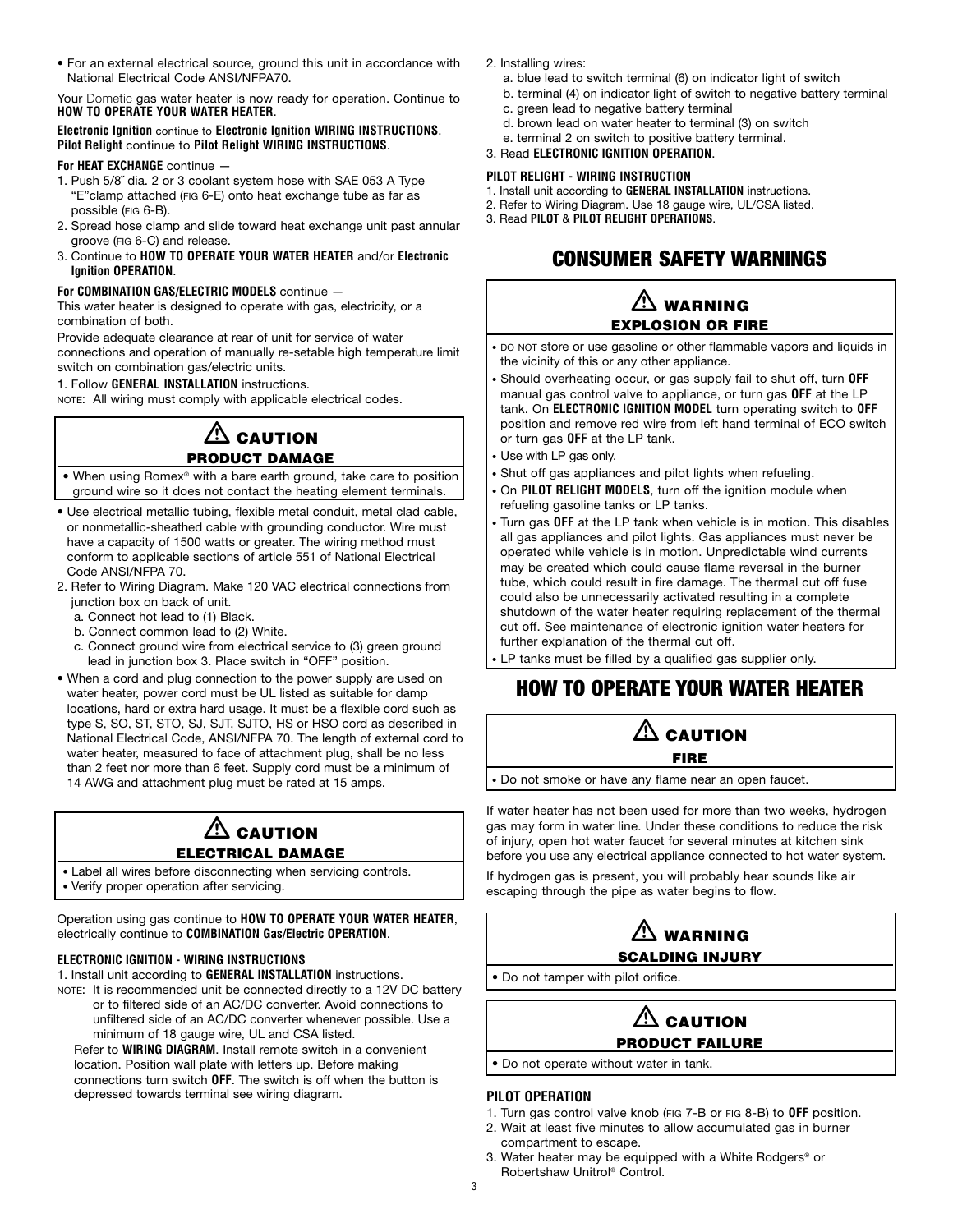- For an external electrical source, ground this unit in accordance with National Electrical Code ANSI/NFPA70.

Your Dometic gas water heater is now ready for operation. Continue to **HOW TO OPERATE YOUR WATER HEATER**.

**Electronic Ignition** continue to **Electronic Ignition WIRING INSTRUCTIONS**.
**Pilot Relight** continue to **Pilot Relight WIRING INSTRUCTIONS**.

**For HEAT EXCHANGE** continue —

1. Push 5/8˝ dia. 2 or 3 coolant system hose with SAE 053 A Type "E"clamp attached (FIG 6-E) onto heat exchange tube as far as possible (FIG 6-B).
2. Spread hose clamp and slide toward heat exchange unit past annular groove (FIG 6-C) and release.
3. Continue to **HOW TO OPERATE YOUR WATER HEATER** and/or **Electronic Ignition OPERATION**.

**For COMBINATION GAS/ELECTRIC MODELS** continue —

This water heater is designed to operate with gas, electricity, or a combination of both.

Provide adequate clearance at rear of unit for service of water connections and operation of manually re-setable high temperature limit switch on combination gas/electric units.

1. Follow **GENERAL INSTALLATION** instructions.

NOTE: All wiring must comply with applicable electrical codes.

> **⚠ CAUTION**
> **PRODUCT DAMAGE**
> - When using Romex® with a bare earth ground, take care to position ground wire so it does not contact the heating element terminals.

- Use electrical metallic tubing, flexible metal conduit, metal clad cable, or nonmetallic-sheathed cable with grounding conductor. Wire must have a capacity of 1500 watts or greater. The wiring method must conform to applicable sections of article 551 of National Electrical Code ANSI/NFPA 70.

2. Refer to Wiring Diagram. Make 120 VAC electrical connections from junction box on back of unit.
   a. Connect hot lead to (1) Black.
   b. Connect common lead to (2) White.
   c. Connect ground wire from electrical service to (3) green ground lead in junction box 3. Place switch in "OFF" position.

- When a cord and plug connection to the power supply are used on water heater, power cord must be UL listed as suitable for damp locations, hard or extra hard usage. It must be a flexible cord such as type S, SO, ST, STO, SJ, SJT, SJTO, HS or HSO cord as described in National Electrical Code, ANSI/NFPA 70. The length of external cord to water heater, measured to face of attachment plug, shall be no less than 2 feet nor more than 6 feet. Supply cord must be a minimum of 14 AWG and attachment plug must be rated at 15 amps.

> **⚠ CAUTION**
> **ELECTRICAL DAMAGE**
> - Label all wires before disconnecting when servicing controls.
> - Verify proper operation after servicing.

Operation using gas continue to **HOW TO OPERATE YOUR WATER HEATER**, electrically continue to **COMBINATION Gas/Electric OPERATION**.

**ELECTRONIC IGNITION - WIRING INSTRUCTIONS**

1. Install unit according to **GENERAL INSTALLATION** instructions.

NOTE: It is recommended unit be connected directly to a 12V DC battery or to filtered side of an AC/DC converter. Avoid connections to unfiltered side of an AC/DC converter whenever possible. Use a minimum of 18 gauge wire, UL and CSA listed.

Refer to **WIRING DIAGRAM**. Install remote switch in a convenient location. Position wall plate with letters up. Before making connections turn switch **OFF**. The switch is off when the button is depressed towards terminal see wiring diagram.

2. Installing wires:
   a. blue lead to switch terminal (6) on indicator light of switch
   b. terminal (4) on indicator light of switch to negative battery terminal
   c. green lead to negative battery terminal
   d. brown lead on water heater to terminal (3) on switch
   e. terminal 2 on switch to positive battery terminal.
3. Read **ELECTRONIC IGNITION OPERATION**.

**PILOT RELIGHT - WIRING INSTRUCTION**

1. Install unit according to **GENERAL INSTALLATION** instructions.
2. Refer to Wiring Diagram. Use 18 gauge wire, UL/CSA listed.
3. Read **PILOT** & **PILOT RELIGHT OPERATIONS**.

## CONSUMER SAFETY WARNINGS

> **⚠ WARNING**
> **EXPLOSION OR FIRE**
> - DO NOT store or use gasoline or other flammable vapors and liquids in the vicinity of this or any other appliance.
> - Should overheating occur, or gas supply fail to shut off, turn **OFF** manual gas control valve to appliance, or turn gas **OFF** at the LP tank. On **ELECTRONIC IGNITION MODEL** turn operating switch to **OFF** position and remove red wire from left hand terminal of ECO switch or turn gas **OFF** at the LP tank.
> - Use with LP gas only.
> - Shut off gas appliances and pilot lights when refueling.
> - On **PILOT RELIGHT MODELS**, turn off the ignition module when refueling gasoline tanks or LP tanks.
> - Turn gas **OFF** at the LP tank when vehicle is in motion. This disables all gas appliances and pilot lights. Gas appliances must never be operated while vehicle is in motion. Unpredictable wind currents may be created which could cause flame reversal in the burner tube, which could result in fire damage. The thermal cut off fuse could also be unnecessarily activated resulting in a complete shutdown of the water heater requiring replacement of the thermal cut off. See maintenance of electronic ignition water heaters for further explanation of the thermal cut off.
> - LP tanks must be filled by a qualified gas supplier only.

## HOW TO OPERATE YOUR WATER HEATER

> **⚠ CAUTION**
> **FIRE**
> - Do not smoke or have any flame near an open faucet.

If water heater has not been used for more than two weeks, hydrogen gas may form in water line. Under these conditions to reduce the risk of injury, open hot water faucet for several minutes at kitchen sink before you use any electrical appliance connected to hot water system.

If hydrogen gas is present, you will probably hear sounds like air escaping through the pipe as water begins to flow.

> **⚠ WARNING**
> **SCALDING INJURY**
> - Do not tamper with pilot orifice.

> **⚠ CAUTION**
> **PRODUCT FAILURE**
> - Do not operate without water in tank.

**PILOT OPERATION**

1. Turn gas control valve knob (FIG 7-B or FIG 8-B) to **OFF** position.
2. Wait at least five minutes to allow accumulated gas in burner compartment to escape.
3. Water heater may be equipped with a White Rodgers® or Robertshaw Unitrol® Control.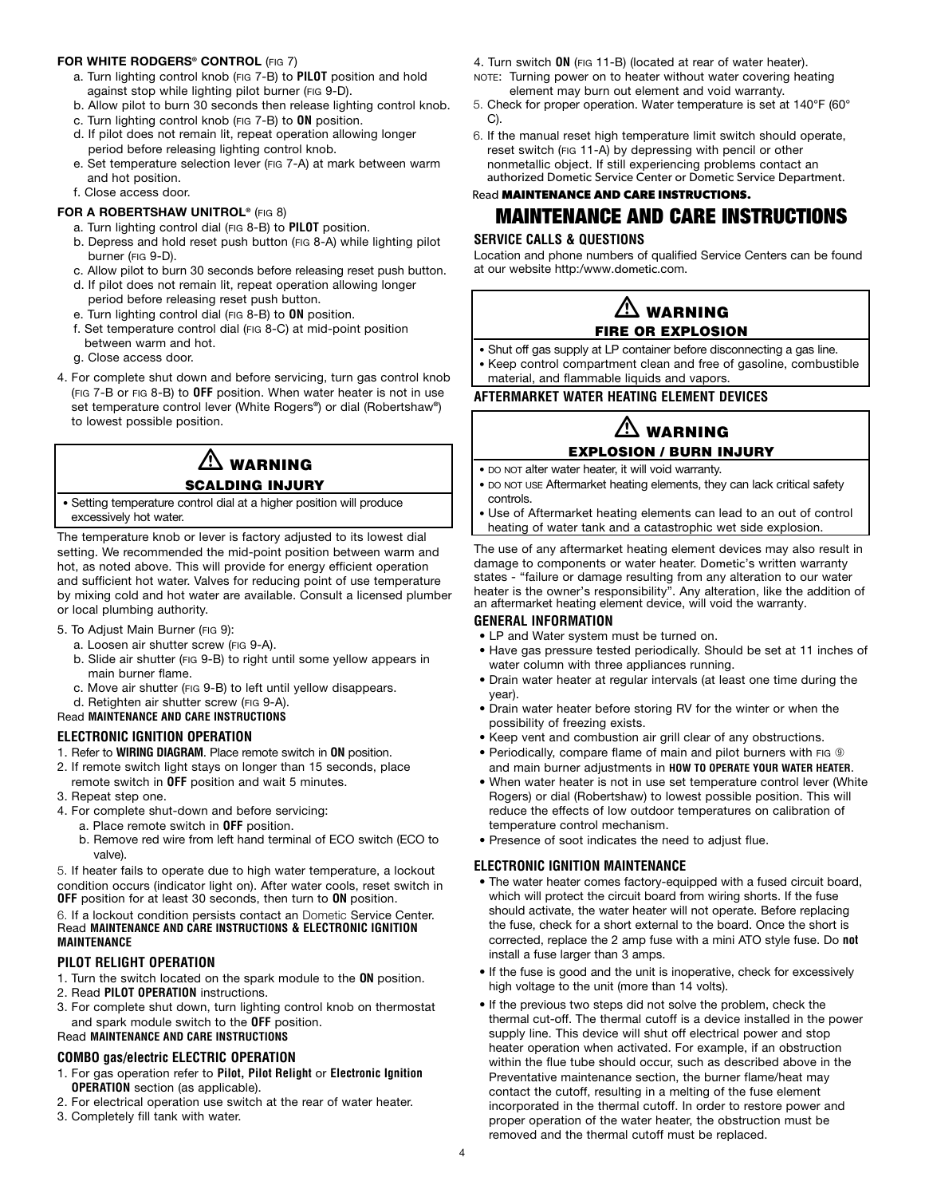**FOR WHITE RODGERS® CONTROL** (FIG 7)

a. Turn lighting control knob (FIG 7-B) to **PILOT** position and hold against stop while lighting pilot burner (FIG 9-D).
b. Allow pilot to burn 30 seconds then release lighting control knob.
c. Turn lighting control knob (FIG 7-B) to **ON** position.
d. If pilot does not remain lit, repeat operation allowing longer period before releasing lighting control knob.
e. Set temperature selection lever (FIG 7-A) at mark between warm and hot position.
f. Close access door.

**FOR A ROBERTSHAW UNITROL®** (FIG 8)

a. Turn lighting control dial (FIG 8-B) to **PILOT** position.
b. Depress and hold reset push button (FIG 8-A) while lighting pilot burner (FIG 9-D).
c. Allow pilot to burn 30 seconds before releasing reset push button.
d. If pilot does not remain lit, repeat operation allowing longer period before releasing reset push button.
e. Turn lighting control dial (FIG 8-B) to **ON** position.
f. Set temperature control dial (FIG 8-C) at mid-point position between warm and hot.
g. Close access door.

4. For complete shut down and before servicing, turn gas control knob (FIG 7-B or FIG 8-B) to **OFF** position. When water heater is not in use set temperature control lever (White Rodgers®) or dial (Robertshaw®) to lowest possible position.

> ⚠ **WARNING**
> **SCALDING INJURY**
> - Setting temperature control dial at a higher position will produce excessively hot water.

The temperature knob or lever is factory adjusted to its lowest dial setting. We recommended the mid-point position between warm and hot, as noted above. This will provide for energy efficient operation and sufficient hot water. Valves for reducing point of use temperature by mixing cold and hot water are available. Consult a licensed plumber or local plumbing authority.

5. To Adjust Main Burner (FIG 9):
   a. Loosen air shutter screw (FIG 9-A).
   b. Slide air shutter (FIG 9-B) to right until some yellow appears in main burner flame.
   c. Move air shutter (FIG 9-B) to left until yellow disappears.
   d. Retighten air shutter screw (FIG 9-A).

Read **MAINTENANCE AND CARE INSTRUCTIONS**

### ELECTRONIC IGNITION OPERATION

1. Refer to **WIRING DIAGRAM**. Place remote switch in **ON** position.
2. If remote switch light stays on longer than 15 seconds, place remote switch in **OFF** position and wait 5 minutes.
3. Repeat step one.
4. For complete shut-down and before servicing:
   a. Place remote switch in **OFF** position.
   b. Remove red wire from left hand terminal of ECO switch (ECO to valve).
5. If heater fails to operate due to high water temperature, a lockout condition occurs (indicator light on). After water cools, reset switch in **OFF** position for at least 30 seconds, then turn to **ON** position.
6. If a lockout condition persists contact an Dometic Service Center.

Read **MAINTENANCE AND CARE INSTRUCTIONS & ELECTRONIC IGNITION MAINTENANCE**

### PILOT RELIGHT OPERATION

1. Turn the switch located on the spark module to the **ON** position.
2. Read **PILOT OPERATION** instructions.
3. For complete shut down, turn lighting control knob on thermostat and spark module switch to the **OFF** position.

Read **MAINTENANCE AND CARE INSTRUCTIONS**

### COMBO gas/electric ELECTRIC OPERATION

1. For gas operation refer to **Pilot, Pilot Relight** or **Electronic Ignition OPERATION** section (as applicable).
2. For electrical operation use switch at the rear of water heater.
3. Completely fill tank with water.
4. Turn switch **ON** (FIG 11-B) (located at rear of water heater).

NOTE: Turning power on to heater without water covering heating element may burn out element and void warranty.

5. Check for proper operation. Water temperature is set at 140°F (60° C).
6. If the manual reset high temperature limit switch should operate, reset switch (FIG 11-A) by depressing with pencil or other nonmetallic object. If still experiencing problems contact an authorized Dometic Service Center or Dometic Service Department.

Read **MAINTENANCE AND CARE INSTRUCTIONS.**

# MAINTENANCE AND CARE INSTRUCTIONS

### SERVICE CALLS & QUESTIONS

Location and phone numbers of qualified Service Centers can be found at our website http:/www.dometic.com.

> ⚠ **WARNING**
> **FIRE OR EXPLOSION**
> - Shut off gas supply at LP container before disconnecting a gas line.
> - Keep control compartment clean and free of gasoline, combustible material, and flammable liquids and vapors.

### AFTERMARKET WATER HEATING ELEMENT DEVICES

> ⚠ **WARNING**
> **EXPLOSION / BURN INJURY**
> - DO NOT alter water heater, it will void warranty.
> - DO NOT USE Aftermarket heating elements, they can lack critical safety controls.
> - Use of Aftermarket heating elements can lead to an out of control heating of water tank and a catastrophic wet side explosion.

The use of any aftermarket heating element devices may also result in damage to components or water heater. Dometic's written warranty states - "failure or damage resulting from any alteration to our water heater is the owner's responsibility". Any alteration, like the addition of an aftermarket heating element device, will void the warranty.

### GENERAL INFORMATION

- LP and Water system must be turned on.
- Have gas pressure tested periodically. Should be set at 11 inches of water column with three appliances running.
- Drain water heater at regular intervals (at least one time during the year).
- Drain water heater before storing RV for the winter or when the possibility of freezing exists.
- Keep vent and combustion air grill clear of any obstructions.
- Periodically, compare flame of main and pilot burners with FIG ⑨ and main burner adjustments in **HOW TO OPERATE YOUR WATER HEATER**.
- When water heater is not in use set temperature control lever (White Rogers) or dial (Robertshaw) to lowest possible position. This will reduce the effects of low outdoor temperatures on calibration of temperature control mechanism.
- Presence of soot indicates the need to adjust flue.

### ELECTRONIC IGNITION MAINTENANCE

- The water heater comes factory-equipped with a fused circuit board, which will protect the circuit board from wiring shorts. If the fuse should activate, the water heater will not operate. Before replacing the fuse, check for a short external to the board. Once the short is corrected, replace the 2 amp fuse with a mini ATO style fuse. Do **not** install a fuse larger than 3 amps.
- If the fuse is good and the unit is inoperative, check for excessively high voltage to the unit (more than 14 volts).
- If the previous two steps did not solve the problem, check the thermal cut-off. The thermal cutoff is a device installed in the power supply line. This device will shut off electrical power and stop heater operation when activated. For example, if an obstruction within the flue tube should occur, such as described above in the Preventative maintenance section, the burner flame/heat may contact the cutoff, resulting in a melting of the fuse element incorporated in the thermal cutoff. In order to restore power and proper operation of the water heater, the obstruction must be removed and the thermal cutoff must be replaced.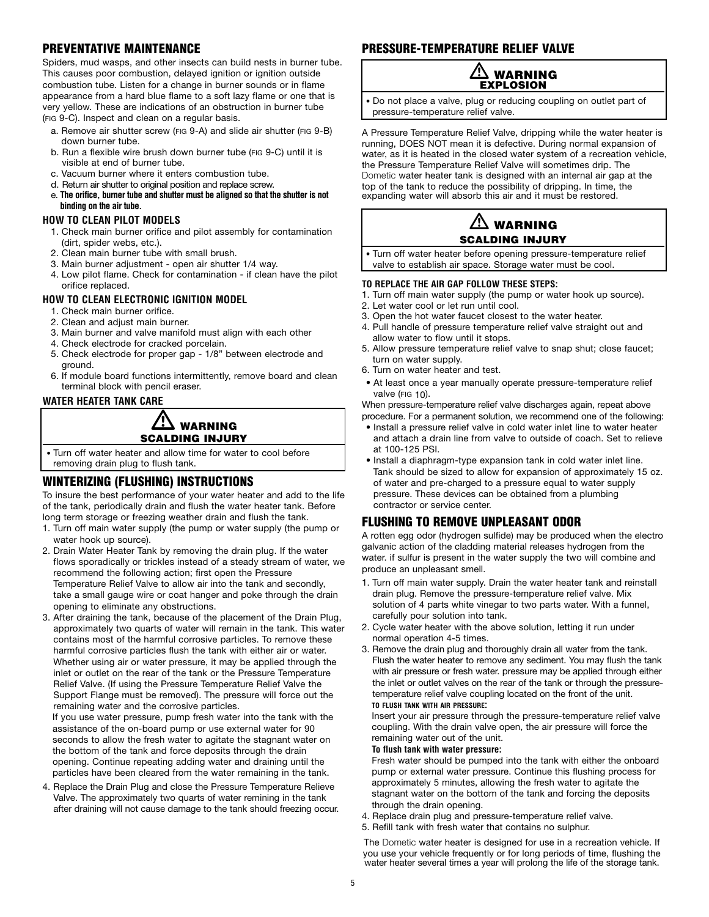## PREVENTATIVE MAINTENANCE

Spiders, mud wasps, and other insects can build nests in burner tube. This causes poor combustion, delayed ignition or ignition outside combustion tube. Listen for a change in burner sounds or in flame appearance from a hard blue flame to a soft lazy flame or one that is very yellow. These are indications of an obstruction in burner tube (FIG 9-C). Inspect and clean on a regular basis.

a. Remove air shutter screw (FIG 9-A) and slide air shutter (FIG 9-B) down burner tube.
b. Run a flexible wire brush down burner tube (FIG 9-C) until it is visible at end of burner tube.
c. Vacuum burner where it enters combustion tube.
d. Return air shutter to original position and replace screw.
e. **The orifice, burner tube and shutter must be aligned so that the shutter is not binding on the air tube.**

### HOW TO CLEAN PILOT MODELS

1. Check main burner orifice and pilot assembly for contamination (dirt, spider webs, etc.).
2. Clean main burner tube with small brush.
3. Main burner adjustment - open air shutter 1/4 way.
4. Low pilot flame. Check for contamination - if clean have the pilot orifice replaced.

### HOW TO CLEAN ELECTRONIC IGNITION MODEL

1. Check main burner orifice.
2. Clean and adjust main burner.
3. Main burner and valve manifold must align with each other
4. Check electrode for cracked porcelain.
5. Check electrode for proper gap - 1/8" between electrode and ground.
6. If module board functions intermittently, remove board and clean terminal block with pencil eraser.

### WATER HEATER TANK CARE

**⚠ WARNING**
**SCALDING INJURY**

- Turn off water heater and allow time for water to cool before removing drain plug to flush tank.

## WINTERIZING (FLUSHING) INSTRUCTIONS

To insure the best performance of your water heater and add to the life of the tank, periodically drain and flush the water heater tank. Before long term storage or freezing weather drain and flush the tank.

1. Turn off main water supply (the pump or water supply (the pump or water hook up source).
2. Drain Water Heater Tank by removing the drain plug. If the water flows sporadically or trickles instead of a steady stream of water, we recommend the following action; first open the Pressure Temperature Relief Valve to allow air into the tank and secondly, take a small gauge wire or coat hanger and poke through the drain opening to eliminate any obstructions.
3. After draining the tank, because of the placement of the Drain Plug, approximately two quarts of water will remain in the tank. This water contains most of the harmful corrosive particles. To remove these harmful corrosive particles flush the tank with either air or water. Whether using air or water pressure, it may be applied through the inlet or outlet on the rear of the tank or the Pressure Temperature Relief Valve. (If using the Pressure Temperature Relief Valve the Support Flange must be removed). The pressure will force out the remaining water and the corrosive particles.
   If you use water pressure, pump fresh water into the tank with the assistance of the on-board pump or use external water for 90 seconds to allow the fresh water to agitate the stagnant water on the bottom of the tank and force deposits through the drain opening. Continue repeating adding water and draining until the particles have been cleared from the water remaining in the tank.
4. Replace the Drain Plug and close the Pressure Temperature Relieve Valve. The approximately two quarts of water remining in the tank after draining will not cause damage to the tank should freezing occur.

## PRESSURE-TEMPERATURE RELIEF VALVE

**⚠ WARNING**
**EXPLOSION**

- Do not place a valve, plug or reducing coupling on outlet part of pressure-temperature relief valve.

A Pressure Temperature Relief Valve, dripping while the water heater is running, DOES NOT mean it is defective. During normal expansion of water, as it is heated in the closed water system of a recreation vehicle, the Pressure Temperature Relief Valve will sometimes drip. The Dometic water heater tank is designed with an internal air gap at the top of the tank to reduce the possibility of dripping. In time, the expanding water will absorb this air and it must be restored.

**⚠ WARNING**
**SCALDING INJURY**

- Turn off water heater before opening pressure-temperature relief valve to establish air space. Storage water must be cool.

### TO REPLACE THE AIR GAP FOLLOW THESE STEPS:

1. Turn off main water supply (the pump or water hook up source).
2. Let water cool or let run until cool.
3. Open the hot water faucet closest to the water heater.
4. Pull handle of pressure temperature relief valve straight out and allow water to flow until it stops.
5. Allow pressure temperature relief valve to snap shut; close faucet; turn on water supply.
6. Turn on water heater and test.

- At least once a year manually operate pressure-temperature relief valve (FIG 10).

When pressure-temperature relief valve discharges again, repeat above procedure. For a permanent solution, we recommend one of the following:

- Install a pressure relief valve in cold water inlet line to water heater and attach a drain line from valve to outside of coach. Set to relieve at 100-125 PSI.
- Install a diaphragm-type expansion tank in cold water inlet line. Tank should be sized to allow for expansion of approximately 15 oz. of water and pre-charged to a pressure equal to water supply pressure. These devices can be obtained from a plumbing contractor or service center.

## FLUSHING TO REMOVE UNPLEASANT ODOR

A rotten egg odor (hydrogen sulfide) may be produced when the electro galvanic action of the cladding material releases hydrogen from the water. if sulfur is present in the water supply the two will combine and produce an unpleasant smell.

1. Turn off main water supply. Drain the water heater tank and reinstall drain plug. Remove the pressure-temperature relief valve. Mix solution of 4 parts white vinegar to two parts water. With a funnel, carefully pour solution into tank.
2. Cycle water heater with the above solution, letting it run under normal operation 4-5 times.
3. Remove the drain plug and thoroughly drain all water from the tank. Flush the water heater to remove any sediment. You may flush the tank with air pressure or fresh water. pressure may be applied through either the inlet or outlet valves on the rear of the tank or through the pressure-temperature relief valve coupling located on the front of the unit.
   **TO FLUSH TANK WITH AIR PRESSURE:**
   Insert your air pressure through the pressure-temperature relief valve coupling. With the drain valve open, the air pressure will force the remaining water out of the unit.
   **To flush tank with water pressure:**
   Fresh water should be pumped into the tank with either the onboard pump or external water pressure. Continue this flushing process for approximately 5 minutes, allowing the fresh water to agitate the stagnant water on the bottom of the tank and forcing the deposits through the drain opening.
4. Replace drain plug and pressure-temperature relief valve.
5. Refill tank with fresh water that contains no sulphur.

The Dometic water heater is designed for use in a recreation vehicle. If you use your vehicle frequently or for long periods of time, flushing the water heater several times a year will prolong the life of the storage tank.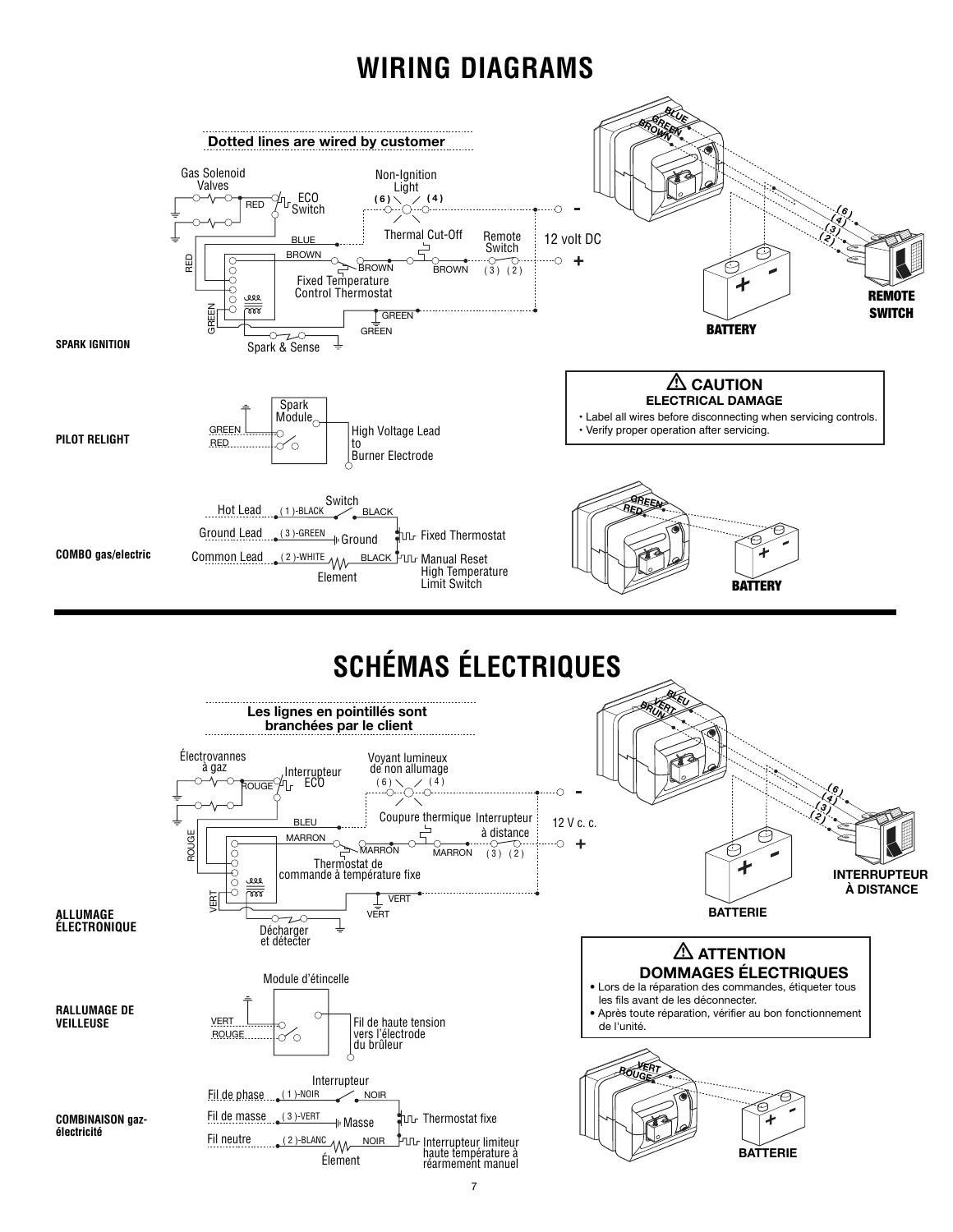# WIRING DIAGRAMS

Dotted lines are wired by customer

**SPARK IGNITION**

Gas Solenoid Valves, RED, ECO Switch, Non-Ignition Light (6) (4), BLUE, BROWN, Thermal Cut-Off, Remote Switch, 12 volt DC, -, +, BROWN, BROWN, (3) (2), RED, Fixed Temperature Control Thermostat, GREEN, GREEN, GREEN, Spark & Sense

BLUE, GREEN, BROWN, (6), (4), (3), (2), BATTERY, REMOTE SWITCH

**PILOT RELIGHT**

Spark Module, GREEN, RED, High Voltage Lead to Burner Electrode

**COMBO gas/electric**

Hot Lead (1)-BLACK, Switch, BLACK

Ground Lead (3)-GREEN, Ground, Fixed Thermostat

Common Lead (2)-WHITE, BLACK, Element, Manual Reset High Temperature Limit Switch

GREEN, RED, BATTERY

> ⚠ **CAUTION**
> **ELECTRICAL DAMAGE**
> - Label all wires before disconnecting when servicing controls.
> - Verify proper operation after servicing.

# SCHÉMAS ÉLECTRIQUES

Les lignes en pointillés sont branchées par le client

**ALLUMAGE ÉLECTRONIQUE**

Électrovannes à gaz, ROUGE, Interrupteur ECO, Voyant lumineux de non allumage (6) (4), BLEU, MARRON, Coupure thermique, Interrupteur à distance, 12 V c. c., -, +, MARRON, MARRON, (3) (2), ROUGE, Thermostat de commande à température fixe, VERT, VERT, VERT, Décharger et détecter

BLEU, VERT, BRUN, (6), (4), (3), (2), BATTERIE, INTERRUPTEUR À DISTANCE

**RALLUMAGE DE VEILLEUSE**

Module d'étincelle, VERT, ROUGE, Fil de haute tension vers l'électrode du brûleur

**COMBINAISON gaz-électricité**

Fil de phase (1)-NOIR, Interrupteur, NOIR

Fil de masse (3)-VERT, Masse, Thermostat fixe

Fil neutre (2)-BLANC, NOIR, Élement, Interrupteur limiteur haute température à réarmement manuel

VERT, ROUGE, BATTERIE

> ⚠ **ATTENTION**
> **DOMMAGES ÉLECTRIQUES**
> - Lors de la réparation des commandes, étiqueter tous les fils avant de les déconnecter.
> - Après toute réparation, vérifier au bon fonctionnement de l'unité.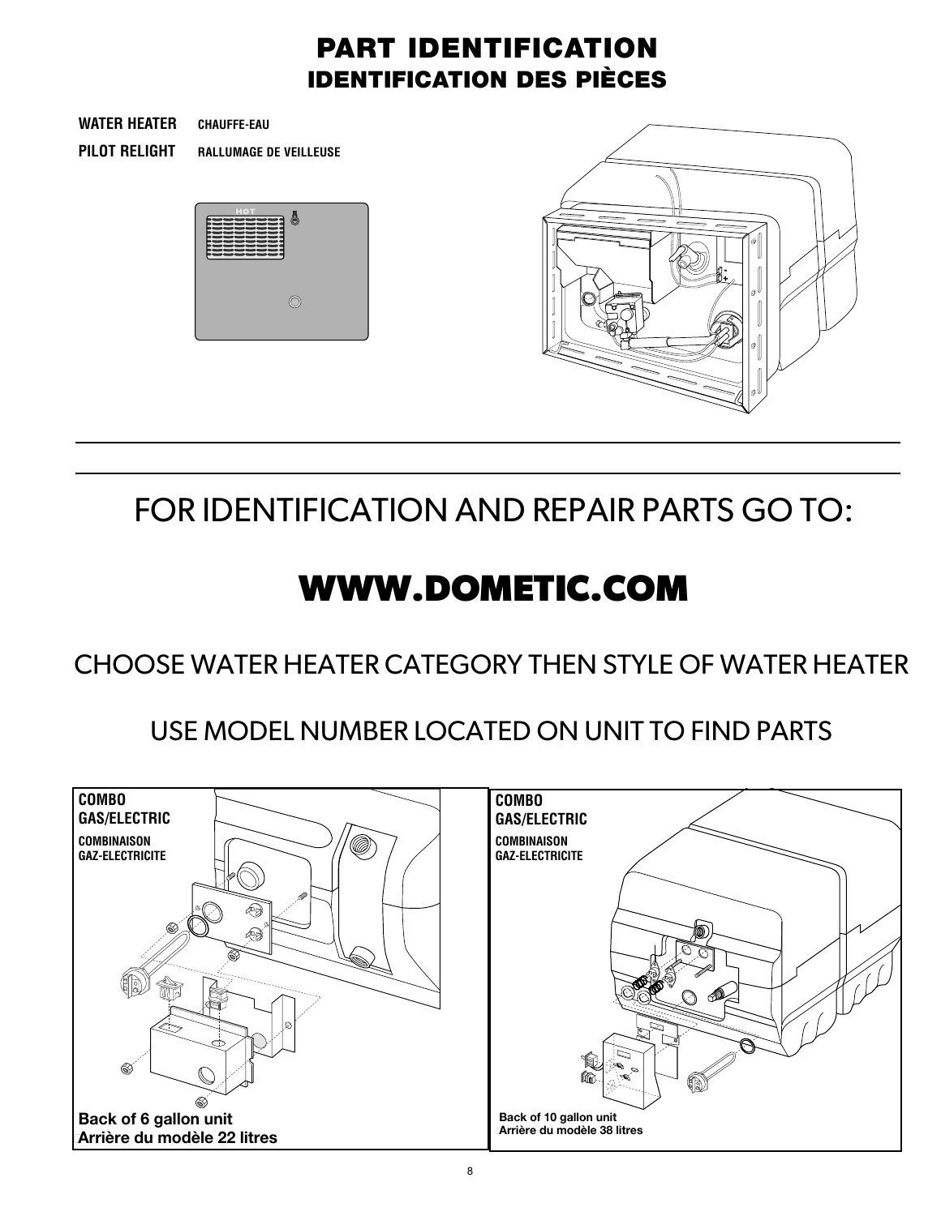# PART IDENTIFICATION
## IDENTIFICATION DES PIÈCES

**WATER HEATER** CHAUFFE-EAU

**PILOT RELIGHT** RALLUMAGE DE VEILLEUSE

HOT

FOR IDENTIFICATION AND REPAIR PARTS GO TO:

# WWW.DOMETIC.COM

CHOOSE WATER HEATER CATEGORY THEN STYLE OF WATER HEATER

USE MODEL NUMBER LOCATED ON UNIT TO FIND PARTS

**COMBO GAS/ELECTRIC**
COMBINAISON GAZ-ELECTRICITE

**Back of 6 gallon unit**
**Arrière du modèle 22 litres**

**COMBO GAS/ELECTRIC**
COMBINAISON GAZ-ELECTRICITE

**Back of 10 gallon unit**
**Arrière du modèle 38 litres**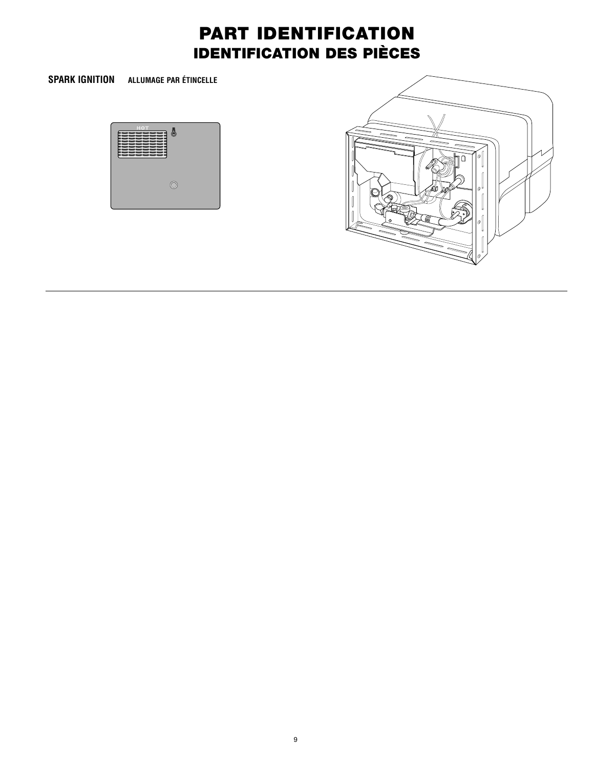# PART IDENTIFICATION
## IDENTIFICATION DES PIÈCES

**SPARK IGNITION** **ALLUMAGE PAR ÉTINCELLE**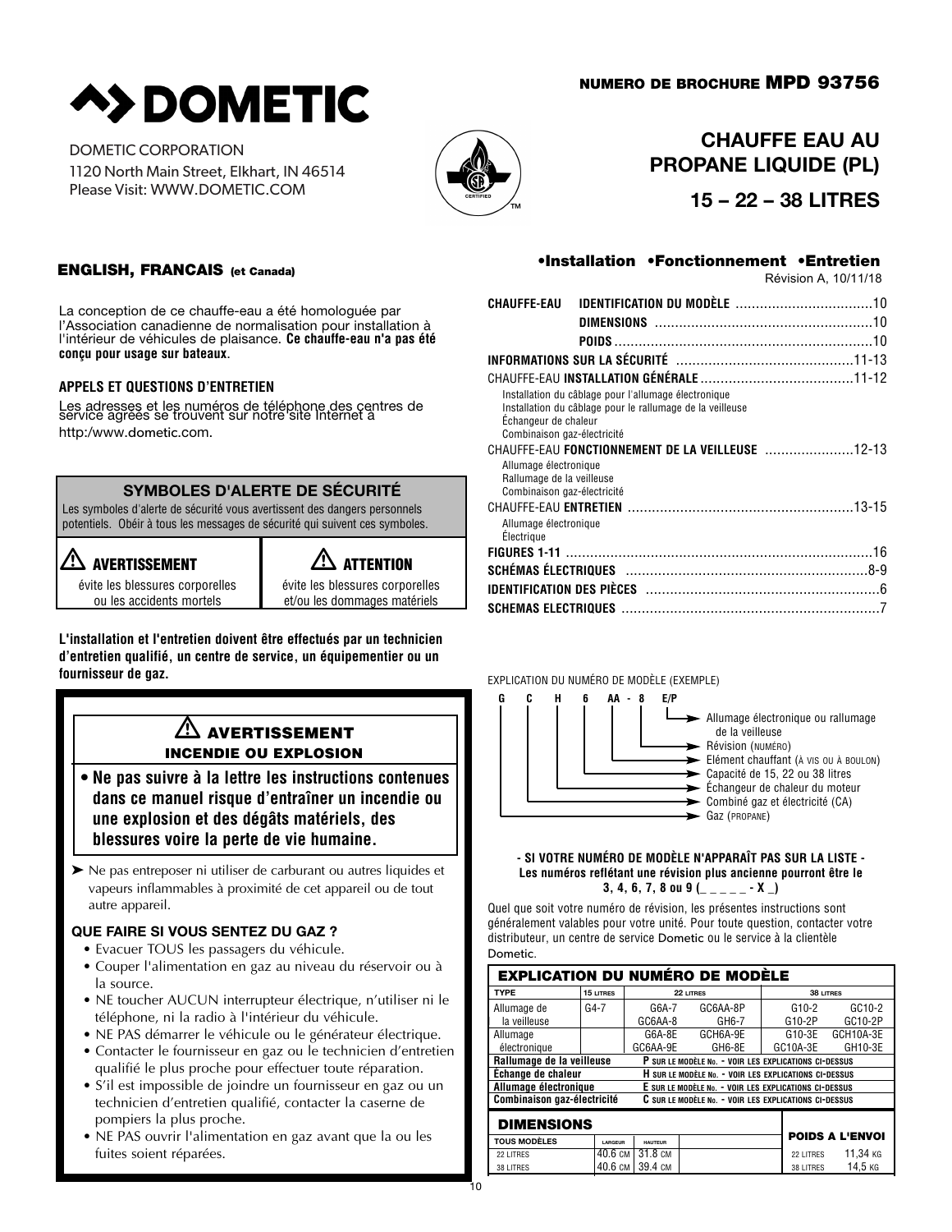# DOMETIC

DOMETIC CORPORATION
1120 North Main Street, Elkhart, IN 46514
Please Visit: WWW.DOMETIC.COM

**NUMERO DE BROCHURE MPD 93756**

## CHAUFFE EAU AU PROPANE LIQUIDE (PL)

## 15 – 22 – 38 LITRES

**ENGLISH, FRANCAIS (et Canada)**

La conception de ce chauffe-eau a été homologuée par l'Association canadienne de normalisation pour installation à l'intérieur de véhicules de plaisance. **Ce chauffe-eau n'a pas été conçu pour usage sur bateaux**.

### APPELS ET QUESTIONS D'ENTRETIEN

Les adresses et les numéros de téléphone des centres de service agréés se trouvent sur notre site Internet à http:/www.dometic.com.

### SYMBOLES D'ALERTE DE SÉCURITÉ

Les symboles d'alerte de sécurité vous avertissent des dangers personnels potentiels. Obéir à tous les messages de sécurité qui suivent ces symboles.

| ⚠ AVERTISSEMENT | ⚠ ATTENTION |
|---|---|
| évite les blessures corporelles ou les accidents mortels | évite les blessures corporelles et/ou les dommages matériels |

**L'installation et l'entretien doivent être effectués par un technicien d'entretien qualifié, un centre de service, un équipementier ou un fournisseur de gaz.**

### ⚠ AVERTISSEMENT
**INCENDIE OU EXPLOSION**

- **Ne pas suivre à la lettre les instructions contenues dans ce manuel risque d'entraîner un incendie ou une explosion et des dégâts matériels, des blessures voire la perte de vie humaine.**

➤ Ne pas entreposer ni utiliser de carburant ou autres liquides et vapeurs inflammables à proximité de cet appareil ou de tout autre appareil.

#### QUE FAIRE SI VOUS SENTEZ DU GAZ ?

- Evacuer TOUS les passagers du véhicule.
- Couper l'alimentation en gaz au niveau du réservoir ou à la source.
- NE toucher AUCUN interrupteur électrique, n'utiliser ni le téléphone, ni la radio à l'intérieur du véhicule.
- NE PAS démarrer le véhicule ou le générateur électrique.
- Contacter le fournisseur en gaz ou le technicien d'entretien qualifié le plus proche pour effectuer toute réparation.
- S'il est impossible de joindre un fournisseur en gaz ou un technicien d'entretien qualifié, contacter la caserne de pompiers la plus proche.
- NE PAS ouvrir l'alimentation en gaz avant que la ou les fuites soient réparées.

**•Installation •Fonctionnement •Entretien**

Révision A, 10/11/18

| | |
|---|---|
| **CHAUFFE-EAU IDENTIFICATION DU MODÈLE** | 10 |
| **DIMENSIONS** | 10 |
| **POIDS** | 10 |
| **INFORMATIONS SUR LA SÉCURITÉ** | 11-13 |
| CHAUFFE-EAU **INSTALLATION GÉNÉRALE** | 11-12 |
| Installation du câblage pour l'allumage électronique<br>Installation du câblage pour le rallumage de la veilleuse<br>Échangeur de chaleur<br>Combinaison gaz-électricité | |
| CHAUFFE-EAU **FONCTIONNEMENT DE LA VEILLEUSE** | 12-13 |
| Allumage électronique<br>Rallumage de la veilleuse<br>Combinaison gaz-électricité | |
| CHAUFFE-EAU **ENTRETIEN** | 13-15 |
| Allumage électronique<br>Électrique | |
| **FIGURES 1-11** | 16 |
| **SCHÉMAS ÉLECTRIQUES** | 8-9 |
| **IDENTIFICATION DES PIÈCES** | 6 |
| **SCHEMAS ELECTRIQUES** | 7 |

EXPLICATION DU NUMÉRO DE MODÈLE (EXEMPLE)

G C H 6 AA - 8 E/P

- E/P → Allumage électronique ou rallumage de la veilleuse
- 8 → Révision (numéro)
- AA → Elément chauffant (à vis ou à boulon)
- 6 → Capacité de 15, 22 ou 38 litres
- H → Échangeur de chaleur du moteur
- C → Combiné gaz et électricité (CA)
- G → Gaz (propane)

**- SI VOTRE NUMÉRO DE MODÈLE N'APPARAÎT PAS SUR LA LISTE - Les numéros reflétant une révision plus ancienne pourront être le 3, 4, 6, 7, 8 ou 9 (_ _ _ _ _ - X _)**

Quel que soit votre numéro de révision, les présentes instructions sont généralement valables pour votre unité. Pour toute question, contacter votre distributeur, un centre de service Dometic ou le service à la clientèle Dometic.

**EXPLICATION DU NUMÉRO DE MODÈLE**

| TYPE | 15 LITRES | 22 LITRES | | 38 LITRES | |
|---|---|---|---|---|---|
| Allumage de la veilleuse | G4-7 | G6A-7<br>GC6AA-8 | GC6AA-8P<br>GH6-7 | G10-2<br>G10-2P | GC10-2<br>GC10-2P |
| Allumage électronique | | G6A-8E<br>GC6AA-9E | GCH6A-9E<br>GH6-8E | G10-3E<br>GC10A-3E | GCH10A-3E<br>GH10-3E |
| **Rallumage de la veilleuse** | **P sur le modèle No. - voir les explications ci-dessus** | | | | |
| **Échange de chaleur** | **H sur le modèle No. - voir les explications ci-dessus** | | | | |
| **Allumage électronique** | **E sur le modèle No. - voir les explications ci-dessus** | | | | |
| **Combinaison gaz-électricité** | **C sur le modèle No. - voir les explications ci-dessus** | | | | |

**DIMENSIONS**

| TOUS MODÈLES | LARGEUR | HAUTEUR |
|---|---|---|
| 22 LITRES | 40.6 CM | 31.8 CM |
| 38 LITRES | 40.6 CM | 39.4 CM |

**POIDS A L'ENVOI**

| | |
|---|---|
| 22 LITRES | 11,34 KG |
| 38 LITRES | 14,5 KG |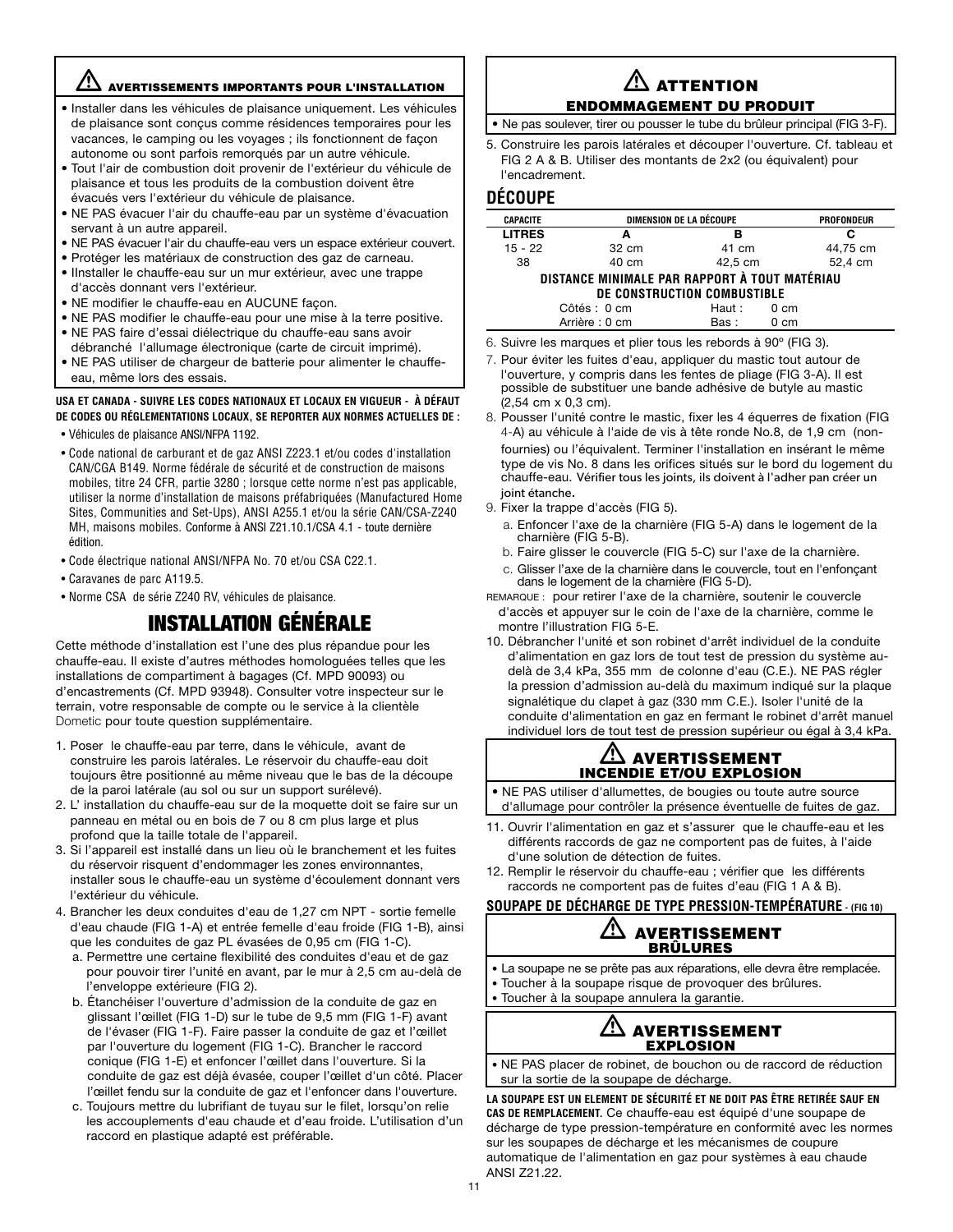### ⚠ AVERTISSEMENTS IMPORTANTS POUR L'INSTALLATION

- Installer dans les véhicules de plaisance uniquement. Les véhicules de plaisance sont conçus comme résidences temporaires pour les vacances, le camping ou les voyages ; ils fonctionnent de façon autonome ou sont parfois remorqués par un autre véhicule.
- Tout l'air de combustion doit provenir de l'extérieur du véhicule de plaisance et tous les produits de la combustion doivent être évacués vers l'extérieur du véhicule de plaisance.
- NE PAS évacuer l'air du chauffe-eau par un système d'évacuation servant à un autre appareil.
- NE PAS évacuer l'air du chauffe-eau vers un espace extérieur couvert.
- Protéger les matériaux de construction des gaz de carneau.
- IInstaller le chauffe-eau sur un mur extérieur, avec une trappe d'accès donnant vers l'extérieur.
- NE modifier le chauffe-eau en AUCUNE façon.
- NE PAS modifier le chauffe-eau pour une mise à la terre positive.
- NE PAS faire d'essai diélectrique du chauffe-eau sans avoir débranché l'allumage électronique (carte de circuit imprimé).
- NE PAS utiliser de chargeur de batterie pour alimenter le chauffe-eau, même lors des essais.

**USA ET CANADA - SUIVRE LES CODES NATIONAUX ET LOCAUX EN VIGUEUR - À DÉFAUT DE CODES OU RÉGLEMENTATIONS LOCAUX, SE REPORTER AUX NORMES ACTUELLES DE :**

- Véhicules de plaisance ANSI/NFPA 1192.
- Code national de carburant et de gaz ANSI Z223.1 et/ou codes d'installation CAN/CGA B149. Norme fédérale de sécurité et de construction de maisons mobiles, titre 24 CFR, partie 3280 ; lorsque cette norme n'est pas applicable, utiliser la norme d'installation de maisons préfabriquées (Manufactured Home Sites, Communities and Set-Ups), ANSI A255.1 et/ou la série CAN/CSA-Z240 MH, maisons mobiles. Conforme à ANSI Z21.10.1/CSA 4.1 - toute dernière édition.
- Code électrique national ANSI/NFPA No. 70 et/ou CSA C22.1.
- Caravanes de parc A119.5.
- Norme CSA de série Z240 RV, véhicules de plaisance.

# INSTALLATION GÉNÉRALE

Cette méthode d'installation est l'une des plus répandue pour les chauffe-eau. Il existe d'autres méthodes homologuées telles que les installations de compartiment à bagages (Cf. MPD 90093) ou d'encastrements (Cf. MPD 93948). Consulter votre inspecteur sur le terrain, votre responsable de compte ou le service à la clientèle Dometic pour toute question supplémentaire.

1. Poser le chauffe-eau par terre, dans le véhicule, avant de construire les parois latérales. Le réservoir du chauffe-eau doit toujours être positionné au même niveau que le bas de la découpe de la paroi latérale (au sol ou sur un support surélevé).
2. L' installation du chauffe-eau sur de la moquette doit se faire sur un panneau en métal ou en bois de 7 ou 8 cm plus large et plus profond que la taille totale de l'appareil.
3. Si l'appareil est installé dans un lieu où le branchement et les fuites du réservoir risquent d'endommager les zones environnantes, installer sous le chauffe-eau un système d'écoulement donnant vers l'extérieur du véhicule.
4. Brancher les deux conduites d'eau de 1,27 cm NPT - sortie femelle d'eau chaude (FIG 1-A) et entrée femelle d'eau froide (FIG 1-B), ainsi que les conduites de gaz PL évasées de 0,95 cm (FIG 1-C).
   a. Permettre une certaine flexibilité des conduites d'eau et de gaz pour pouvoir tirer l'unité en avant, par le mur à 2,5 cm au-delà de l'enveloppe extérieure (FIG 2).
   b. Étanchéiser l'ouverture d'admission de la conduite de gaz en glissant l'œillet (FIG 1-D) sur le tube de 9,5 mm (FIG 1-F) avant de l'évaser (FIG 1-F). Faire passer la conduite de gaz et l'œillet par l'ouverture du logement (FIG 1-C). Brancher le raccord conique (FIG 1-E) et enfoncer l'œillet dans l'ouverture. Si la conduite de gaz est déjà évasée, couper l'œillet d'un côté. Placer l'œillet fendu sur la conduite de gaz et l'enfoncer dans l'ouverture.
   c. Toujours mettre du lubrifiant de tuyau sur le filet, lorsqu'on relie les accouplements d'eau chaude et d'eau froide. L'utilisation d'un raccord en plastique adapté est préférable.

### ⚠ ATTENTION
**ENDOMMAGEMENT DU PRODUIT**

- Ne pas soulever, tirer ou pousser le tube du brûleur principal (FIG 3-F).

5. Construire les parois latérales et découper l'ouverture. Cf. tableau et FIG 2 A & B. Utiliser des montants de 2x2 (ou équivalent) pour l'encadrement.

## DÉCOUPE

| CAPACITE | DIMENSION DE LA DÉCOUPE | | PROFONDEUR |
|---|---|---|---|
| LITRES | A | B | C |
| 15 - 22 | 32 cm | 41 cm | 44,75 cm |
| 38 | 40 cm | 42,5 cm | 52,4 cm |

**DISTANCE MINIMALE PAR RAPPORT À TOUT MATÉRIAU DE CONSTRUCTION COMBUSTIBLE**

| | | | |
|---|---|---|---|
| Côtés : | 0 cm | Haut : | 0 cm |
| Arrière : | 0 cm | Bas : | 0 cm |

6. Suivre les marques et plier tous les rebords à 90º (FIG 3).
7. Pour éviter les fuites d'eau, appliquer du mastic tout autour de l'ouverture, y compris dans les fentes de pliage (FIG 3-A). Il est possible de substituer une bande adhésive de butyle au mastic (2,54 cm x 0,3 cm).
8. Pousser l'unité contre le mastic, fixer les 4 équerres de fixation (FIG 4-A) au véhicule à l'aide de vis à tête ronde No.8, de 1,9 cm (non-fournies) ou l'équivalent. Terminer l'installation en insérant le même type de vis No. 8 dans les orifices situés sur le bord du logement du chauffe-eau. Vérifier tous les joints, ils doivent à l'adher pan créer un joint étanche.
9. Fixer la trappe d'accès (FIG 5).
   a. Enfoncer l'axe de la charnière (FIG 5-A) dans le logement de la charnière (FIG 5-B).
   b. Faire glisser le couvercle (FIG 5-C) sur l'axe de la charnière.
   c. Glisser l'axe de la charnière dans le couvercle, tout en l'enfonçant dans le logement de la charnière (FIG 5-D).

REMARQUE : pour retirer l'axe de la charnière, soutenir le couvercle d'accès et appuyer sur le coin de l'axe de la charnière, comme le montre l'illustration FIG 5-E.

10. Débrancher l'unité et son robinet d'arrêt individuel de la conduite d'alimentation en gaz lors de tout test de pression du système au-delà de 3,4 kPa, 355 mm de colonne d'eau (C.E.). NE PAS régler la pression d'admission au-delà du maximum indiqué sur la plaque signalétique du clapet à gaz (330 mm C.E.). Isoler l'unité de la conduite d'alimentation en gaz en fermant le robinet d'arrêt manuel individuel lors de tout test de pression supérieur ou égal à 3,4 kPa.

### ⚠ AVERTISSEMENT
**INCENDIE ET/OU EXPLOSION**

- NE PAS utiliser d'allumettes, de bougies ou toute autre source d'allumage pour contrôler la présence éventuelle de fuites de gaz.

11. Ouvrir l'alimentation en gaz et s'assurer que le chauffe-eau et les différents raccords de gaz ne comportent pas de fuites, à l'aide d'une solution de détection de fuites.
12. Remplir le réservoir du chauffe-eau ; vérifier que les différents raccords ne comportent pas de fuites d'eau (FIG 1 A & B).

## SOUPAPE DE DÉCHARGE DE TYPE PRESSION-TEMPÉRATURE - (FIG 10)

### ⚠ AVERTISSEMENT
**BRÛLURES**

- La soupape ne se prête pas aux réparations, elle devra être remplacée.
- Toucher à la soupape risque de provoquer des brûlures.
- Toucher à la soupape annulera la garantie.

### ⚠ AVERTISSEMENT
**EXPLOSION**

- NE PAS placer de robinet, de bouchon ou de raccord de réduction sur la sortie de la soupape de décharge.

**LA SOUPAPE EST UN ELEMENT DE SÉCURITÉ ET NE DOIT PAS ÊTRE RETIRÉE SAUF EN CAS DE REMPLACEMENT.** Ce chauffe-eau est équipé d'une soupape de décharge de type pression-température en conformité avec les normes sur les soupapes de décharge et les mécanismes de coupure automatique de l'alimentation en gaz pour systèmes à eau chaude ANSI Z21.22.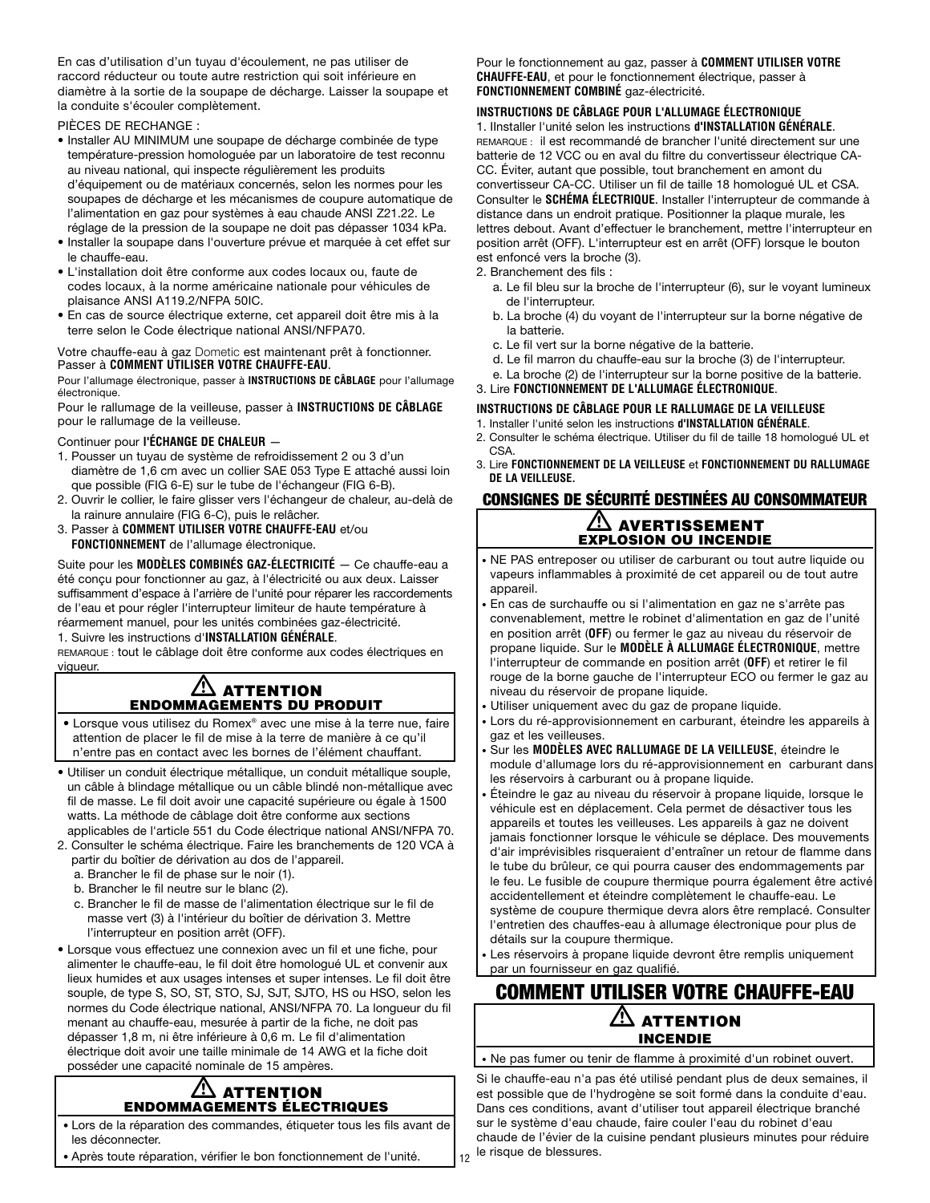En cas d'utilisation d'un tuyau d'écoulement, ne pas utiliser de raccord réducteur ou toute autre restriction qui soit inférieure en diamètre à la sortie de la soupape de décharge. Laisser la soupape et la conduite s'écouler complètement.

PIÈCES DE RECHANGE :

- Installer AU MINIMUM une soupape de décharge combinée de type température-pression homologuée par un laboratoire de test reconnu au niveau national, qui inspecte régulièrement les produits d'équipement ou de matériaux concernés, selon les normes pour les soupapes de décharge et les mécanismes de coupure automatique de l'alimentation en gaz pour systèmes à eau chaude ANSI Z21.22. Le réglage de la pression de la soupape ne doit pas dépasser 1034 kPa.
- Installer la soupape dans l'ouverture prévue et marquée à cet effet sur le chauffe-eau.
- L'installation doit être conforme aux codes locaux ou, faute de codes locaux, à la norme américaine nationale pour véhicules de plaisance ANSI A119.2/NFPA 50IC.
- En cas de source électrique externe, cet appareil doit être mis à la terre selon le Code électrique national ANSI/NFPA70.

Votre chauffe-eau à gaz Dometic est maintenant prêt à fonctionner. Passer à **COMMENT UTILISER VOTRE CHAUFFE-EAU**.

Pour l'allumage électronique, passer à **INSTRUCTIONS DE CÂBLAGE** pour l'allumage électronique.

Pour le rallumage de la veilleuse, passer à **INSTRUCTIONS DE CÂBLAGE** pour le rallumage de la veilleuse.

Continuer pour **l'ÉCHANGE DE CHALEUR** —

1. Pousser un tuyau de système de refroidissement 2 ou 3 d'un diamètre de 1,6 cm avec un collier SAE 053 Type E attaché aussi loin que possible (FIG 6-E) sur le tube de l'échangeur (FIG 6-B).
2. Ouvrir le collier, le faire glisser vers l'échangeur de chaleur, au-delà de la rainure annulaire (FIG 6-C), puis le relâcher.
3. Passer à **COMMENT UTILISER VOTRE CHAUFFE-EAU** et/ou **FONCTIONNEMENT** de l'allumage électronique.

Suite pour les **MODÈLES COMBINÉS GAZ-ÉLECTRICITÉ** — Ce chauffe-eau a été conçu pour fonctionner au gaz, à l'électricité ou aux deux. Laisser suffisamment d'espace à l'arrière de l'unité pour réparer les raccordements de l'eau et pour régler l'interrupteur limiteur de haute température à réarmement manuel, pour les unités combinées gaz-électricité.

1. Suivre les instructions d'**INSTALLATION GÉNÉRALE**.

REMARQUE : tout le câblage doit être conforme aux codes électriques en vigueur.

> ⚠ **ATTENTION**
> **ENDOMMAGEMENTS DU PRODUIT**
>
> - Lorsque vous utilisez du Romex® avec une mise à la terre nue, faire attention de placer le fil de mise à la terre de manière à ce qu'il n'entre pas en contact avec les bornes de l'élément chauffant.

- Utiliser un conduit électrique métallique, un conduit métallique souple, un câble à blindage métallique ou un câble blindé non-métallique avec fil de masse. Le fil doit avoir une capacité supérieure ou égale à 1500 watts. La méthode de câblage doit être conforme aux sections applicables de l'article 551 du Code électrique national ANSI/NFPA 70.

2. Consulter le schéma électrique. Faire les branchements de 120 VCA à partir du boîtier de dérivation au dos de l'appareil.
   a. Brancher le fil de phase sur le noir (1).
   b. Brancher le fil neutre sur le blanc (2).
   c. Brancher le fil de masse de l'alimentation électrique sur le fil de masse vert (3) à l'intérieur du boîtier de dérivation 3. Mettre l'interrupteur en position arrêt (OFF).

- Lorsque vous effectuez une connexion avec un fil et une fiche, pour alimenter le chauffe-eau, le fil doit être homologué UL et convenir aux lieux humides et aux usages intenses et super intenses. Le fil doit être souple, de type S, SO, ST, STO, SJ, SJT, SJTO, HS ou HSO, selon les normes du Code électrique national, ANSI/NFPA 70. La longueur du fil menant au chauffe-eau, mesurée à partir de la fiche, ne doit pas dépasser 1,8 m, ni être inférieure à 0,6 m. Le fil d'alimentation électrique doit avoir une taille minimale de 14 AWG et la fiche doit posséder une capacité nominale de 15 ampères.

> ⚠ **ATTENTION**
> **ENDOMMAGEMENTS ÉLECTRIQUES**
>
> - Lors de la réparation des commandes, étiqueter tous les fils avant de les déconnecter.
> - Après toute réparation, vérifier le bon fonctionnement de l'unité.

Pour le fonctionnement au gaz, passer à **COMMENT UTILISER VOTRE CHAUFFE-EAU**, et pour le fonctionnement électrique, passer à **FONCTIONNEMENT COMBINÉ** gaz-électricité.

**INSTRUCTIONS DE CÂBLAGE POUR L'ALLUMAGE ÉLECTRONIQUE**

1. IInstaller l'unité selon les instructions **d'INSTALLATION GÉNÉRALE**.

REMARQUE : il est recommandé de brancher l'unité directement sur une batterie de 12 VCC ou en aval du filtre du convertisseur électrique CA-CC. Éviter, autant que possible, tout branchement en amont du convertisseur CA-CC. Utiliser un fil de taille 18 homologué UL et CSA. Consulter le **SCHÉMA ÉLECTRIQUE**. Installer l'interrupteur de commande à distance dans un endroit pratique. Positionner la plaque murale, les lettres debout. Avant d'effectuer le branchement, mettre l'interrupteur en position arrêt (OFF). L'interrupteur est en arrêt (OFF) lorsque le bouton est enfoncé vers la broche (3).

2. Branchement des fils :
   a. Le fil bleu sur la broche de l'interrupteur (6), sur le voyant lumineux de l'interrupteur.
   b. La broche (4) du voyant de l'interrupteur sur la borne négative de la batterie.
   c. Le fil vert sur la borne négative de la batterie.
   d. Le fil marron du chauffe-eau sur la broche (3) de l'interrupteur.
   e. La broche (2) de l'interrupteur sur la borne positive de la batterie.
3. Lire **FONCTIONNEMENT DE L'ALLUMAGE ÉLECTRONIQUE**.

**INSTRUCTIONS DE CÂBLAGE POUR LE RALLUMAGE DE LA VEILLEUSE**

1. Installer l'unité selon les instructions **d'INSTALLATION GÉNÉRALE**.
2. Consulter le schéma électrique. Utiliser du fil de taille 18 homologué UL et CSA.
3. Lire **FONCTIONNEMENT DE LA VEILLEUSE** et **FONCTIONNEMENT DU RALLUMAGE DE LA VEILLEUSE**.

## CONSIGNES DE SÉCURITÉ DESTINÉES AU CONSOMMATEUR

> ⚠ **AVERTISSEMENT**
> **EXPLOSION OU INCENDIE**
>
> - NE PAS entreposer ou utiliser de carburant ou tout autre liquide ou vapeurs inflammables à proximité de cet appareil ou de tout autre appareil.
> - En cas de surchauffe ou si l'alimentation en gaz ne s'arrête pas convenablement, mettre le robinet d'alimentation en gaz de l'unité en position arrêt (**OFF**) ou fermer le gaz au niveau du réservoir de propane liquide. Sur le **MODÈLE À ALLUMAGE ÉLECTRONIQUE**, mettre l'interrupteur de commande en position arrêt (**OFF**) et retirer le fil rouge de la borne gauche de l'interrupteur ECO ou fermer le gaz au niveau du réservoir de propane liquide.
> - Utiliser uniquement avec du gaz de propane liquide.
> - Lors du ré-approvisionnement en carburant, éteindre les appareils à gaz et les veilleuses.
> - Sur les **MODÈLES AVEC RALLUMAGE DE LA VEILLEUSE**, éteindre le module d'allumage lors du ré-approvisionnement en carburant dans les réservoirs à carburant ou à propane liquide.
> - Éteindre le gaz au niveau du réservoir à propane liquide, lorsque le véhicule est en déplacement. Cela permet de désactiver tous les appareils et toutes les veilleuses. Les appareils à gaz ne doivent jamais fonctionner lorsque le véhicule se déplace. Des mouvements d'air imprévisibles risqueraient d'entraîner un retour de flamme dans le tube du brûleur, ce qui pourra causer des endommagements par le feu. Le fusible de coupure thermique pourra également être activé accidentellement et éteindre complètement le chauffe-eau. Le système de coupure thermique devra alors être remplacé. Consulter l'entretien des chauffes-eau à allumage électronique pour plus de détails sur la coupure thermique.
> - Les réservoirs à propane liquide devront être remplis uniquement par un fournisseur en gaz qualifié.

## COMMENT UTILISER VOTRE CHAUFFE-EAU

> ⚠ **ATTENTION**
> **INCENDIE**
>
> - Ne pas fumer ou tenir de flamme à proximité d'un robinet ouvert.

Si le chauffe-eau n'a pas été utilisé pendant plus de deux semaines, il est possible que de l'hydrogène se soit formé dans la conduite d'eau. Dans ces conditions, avant d'utiliser tout appareil électrique branché sur le système d'eau chaude, faire couler l'eau du robinet d'eau chaude de l'évier de la cuisine pendant plusieurs minutes pour réduire le risque de blessures.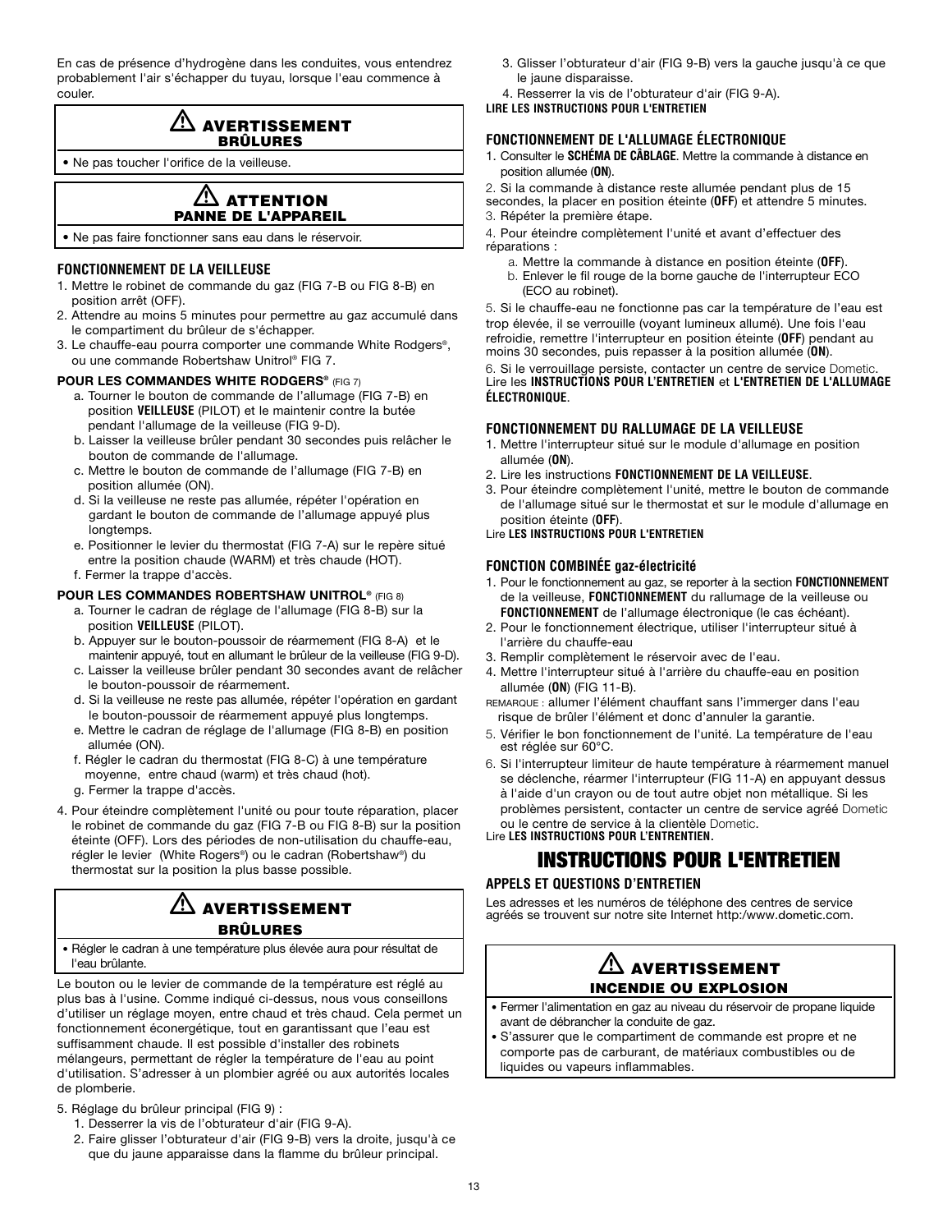En cas de présence d'hydrogène dans les conduites, vous entendrez probablement l'air s'échapper du tuyau, lorsque l'eau commence à couler.

**⚠ AVERTISSEMENT**
**BRÛLURES**

- Ne pas toucher l'orifice de la veilleuse.

**⚠ ATTENTION**
**PANNE DE L'APPAREIL**

- Ne pas faire fonctionner sans eau dans le réservoir.

### FONCTIONNEMENT DE LA VEILLEUSE

1. Mettre le robinet de commande du gaz (FIG 7-B ou FIG 8-B) en position arrêt (OFF).
2. Attendre au moins 5 minutes pour permettre au gaz accumulé dans le compartiment du brûleur de s'échapper.
3. Le chauffe-eau pourra comporter une commande White Rodgers®, ou une commande Robertshaw Unitrol® FIG 7.

**POUR LES COMMANDES WHITE RODGERS® (FIG 7)**

a. Tourner le bouton de commande de l'allumage (FIG 7-B) en position **VEILLEUSE** (PILOT) et le maintenir contre la butée pendant l'allumage de la veilleuse (FIG 9-D).
b. Laisser la veilleuse brûler pendant 30 secondes puis relâcher le bouton de commande de l'allumage.
c. Mettre le bouton de commande de l'allumage (FIG 7-B) en position allumée (ON).
d. Si la veilleuse ne reste pas allumée, répéter l'opération en gardant le bouton de commande de l'allumage appuyé plus longtemps.
e. Positionner le levier du thermostat (FIG 7-A) sur le repère situé entre la position chaude (WARM) et très chaude (HOT).
f. Fermer la trappe d'accès.

**POUR LES COMMANDES ROBERTSHAW UNITROL® (FIG 8)**

a. Tourner le cadran de réglage de l'allumage (FIG 8-B) sur la position **VEILLEUSE** (PILOT).
b. Appuyer sur le bouton-poussoir de réarmement (FIG 8-A) et le maintenir appuyé, tout en allumant le brûleur de la veilleuse (FIG 9-D).
c. Laisser la veilleuse brûler pendant 30 secondes avant de relâcher le bouton-poussoir de réarmement.
d. Si la veilleuse ne reste pas allumée, répéter l'opération en gardant le bouton-poussoir de réarmement appuyé plus longtemps.
e. Mettre le cadran de réglage de l'allumage (FIG 8-B) en position allumée (ON).
f. Régler le cadran du thermostat (FIG 8-C) à une température moyenne, entre chaud (warm) et très chaud (hot).
g. Fermer la trappe d'accès.

4. Pour éteindre complètement l'unité ou pour toute réparation, placer le robinet de commande du gaz (FIG 7-B ou FIG 8-B) sur la position éteinte (OFF). Lors des périodes de non-utilisation du chauffe-eau, régler le levier (White Rogers®) ou le cadran (Robertshaw®) du thermostat sur la position la plus basse possible.

**⚠ AVERTISSEMENT**
**BRÛLURES**

- Régler le cadran à une température plus élevée aura pour résultat de l'eau brûlante.

Le bouton ou le levier de commande de la température est réglé au plus bas à l'usine. Comme indiqué ci-dessus, nous vous conseillons d'utiliser un réglage moyen, entre chaud et très chaud. Cela permet un fonctionnement éconergétique, tout en garantissant que l'eau est suffisamment chaude. Il est possible d'installer des robinets mélangeurs, permettant de régler la température de l'eau au point d'utilisation. S'adresser à un plombier agréé ou aux autorités locales de plomberie.

5. Réglage du brûleur principal (FIG 9) :
   1. Desserrer la vis de l'obturateur d'air (FIG 9-A).
   2. Faire glisser l'obturateur d'air (FIG 9-B) vers la droite, jusqu'à ce que du jaune apparaisse dans la flamme du brûleur principal.
   3. Glisser l'obturateur d'air (FIG 9-B) vers la gauche jusqu'à ce que le jaune disparaisse.
   4. Resserrer la vis de l'obturateur d'air (FIG 9-A).

**LIRE LES INSTRUCTIONS POUR L'ENTRETIEN**

### FONCTIONNEMENT DE L'ALLUMAGE ÉLECTRONIQUE

1. Consulter le **SCHÉMA DE CÂBLAGE**. Mettre la commande à distance en position allumée (**ON**).
2. Si la commande à distance reste allumée pendant plus de 15 secondes, la placer en position éteinte (**OFF**) et attendre 5 minutes.
3. Répéter la première étape.
4. Pour éteindre complètement l'unité et avant d'effectuer des réparations :
   a. Mettre la commande à distance en position éteinte (**OFF**).
   b. Enlever le fil rouge de la borne gauche de l'interrupteur ECO (ECO au robinet).
5. Si le chauffe-eau ne fonctionne pas car la température de l'eau est trop élevée, il se verrouille (voyant lumineux allumé). Une fois l'eau refroidie, remettre l'interrupteur en position éteinte (**OFF**) pendant au moins 30 secondes, puis repasser à la position allumée (**ON**).
6. Si le verrouillage persiste, contacter un centre de service Dometic.

Lire les **INSTRUCTIONS POUR L'ENTRETIEN** et **L'ENTRETIEN DE L'ALLUMAGE ÉLECTRONIQUE**.

### FONCTIONNEMENT DU RALLUMAGE DE LA VEILLEUSE

1. Mettre l'interrupteur situé sur le module d'allumage en position allumée (**ON**).
2. Lire les instructions **FONCTIONNEMENT DE LA VEILLEUSE**.
3. Pour éteindre complètement l'unité, mettre le bouton de commande de l'allumage situé sur le thermostat et sur le module d'allumage en position éteinte (**OFF**).

Lire **LES INSTRUCTIONS POUR L'ENTRETIEN**

### FONCTION COMBINÉE gaz-électricité

1. Pour le fonctionnement au gaz, se reporter à la section **FONCTIONNEMENT** de la veilleuse, **FONCTIONNEMENT** du rallumage de la veilleuse ou **FONCTIONNEMENT** de l'allumage électronique (le cas échéant).
2. Pour le fonctionnement électrique, utiliser l'interrupteur situé à l'arrière du chauffe-eau
3. Remplir complètement le réservoir avec de l'eau.
4. Mettre l'interrupteur situé à l'arrière du chauffe-eau en position allumée (**ON**) (FIG 11-B).

REMARQUE : allumer l'élément chauffant sans l'immerger dans l'eau risque de brûler l'élément et donc d'annuler la garantie.

5. Vérifier le bon fonctionnement de l'unité. La température de l'eau est réglée sur 60°C.
6. Si l'interrupteur limiteur de haute température à réarmement manuel se déclenche, réarmer l'interrupteur (FIG 11-A) en appuyant dessus à l'aide d'un crayon ou de tout autre objet non métallique. Si les problèmes persistent, contacter un centre de service agréé Dometic ou le centre de service à la clientèle Dometic.

Lire **LES INSTRUCTIONS POUR L'ENTRENTIEN.**

# INSTRUCTIONS POUR L'ENTRETIEN

### APPELS ET QUESTIONS D'ENTRETIEN

Les adresses et les numéros de téléphone des centres de service agréés se trouvent sur notre site Internet http:/www.dometic.com.

**⚠ AVERTISSEMENT**
**INCENDIE OU EXPLOSION**

- Fermer l'alimentation en gaz au niveau du réservoir de propane liquide avant de débrancher la conduite de gaz.
- S'assurer que le compartiment de commande est propre et ne comporte pas de carburant, de matériaux combustibles ou de liquides ou vapeurs inflammables.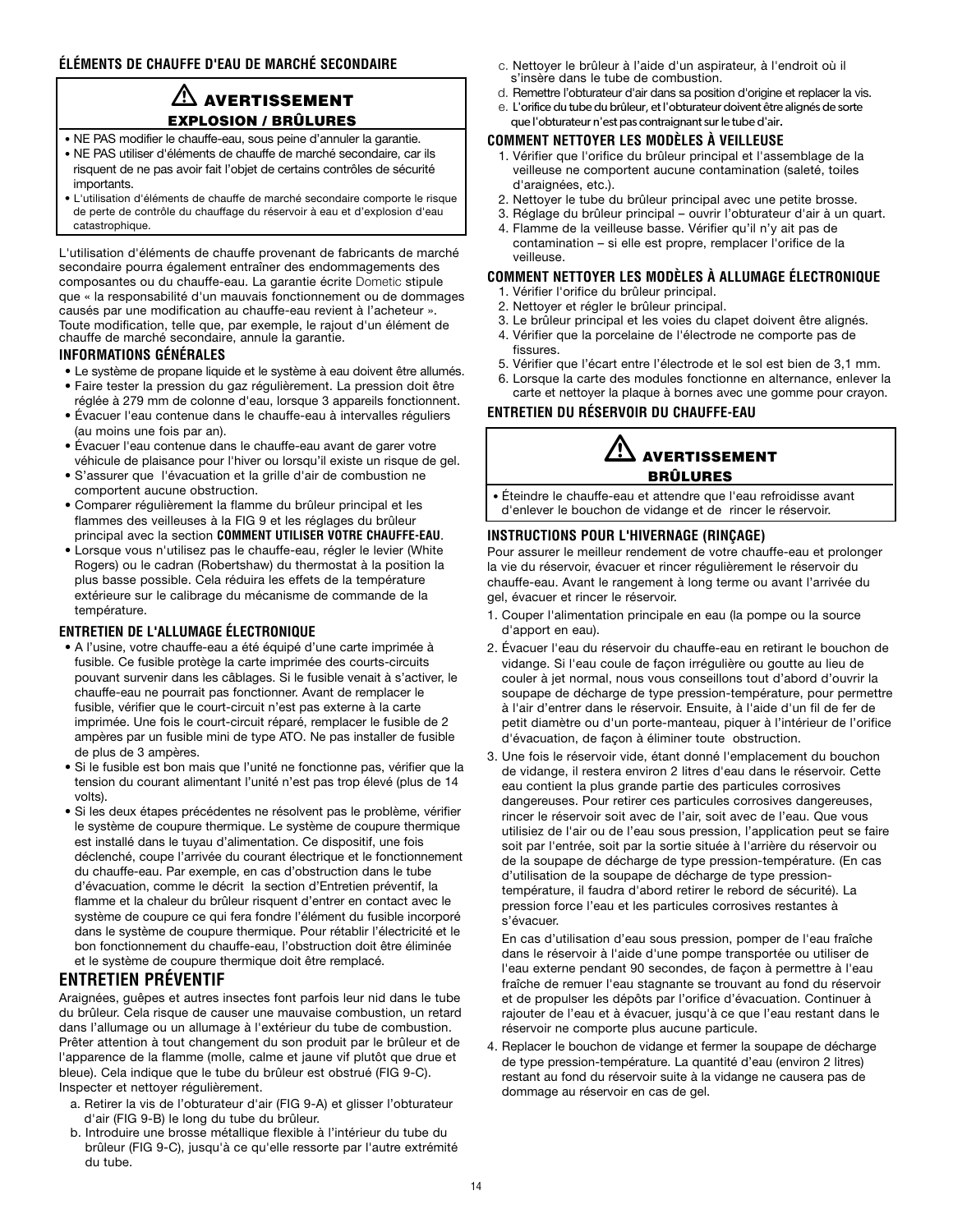### ÉLÉMENTS DE CHAUFFE D'EAU DE MARCHÉ SECONDAIRE

**⚠ AVERTISSEMENT**

**EXPLOSION / BRÛLURES**

- NE PAS modifier le chauffe-eau, sous peine d'annuler la garantie.
- NE PAS utiliser d'éléments de chauffe de marché secondaire, car ils risquent de ne pas avoir fait l'objet de certains contrôles de sécurité importants.
- L'utilisation d'éléments de chauffe de marché secondaire comporte le risque de perte de contrôle du chauffage du réservoir à eau et d'explosion d'eau catastrophique.

L'utilisation d'éléments de chauffe provenant de fabricants de marché secondaire pourra également entraîner des endommagements des composantes ou du chauffe-eau. La garantie écrite Dometic stipule que « la responsabilité d'un mauvais fonctionnement ou de dommages causés par une modification au chauffe-eau revient à l'acheteur ». Toute modification, telle que, par exemple, le rajout d'un élément de chauffe de marché secondaire, annule la garantie.

### INFORMATIONS GÉNÉRALES

- Le système de propane liquide et le système à eau doivent être allumés.
- Faire tester la pression du gaz régulièrement. La pression doit être réglée à 279 mm de colonne d'eau, lorsque 3 appareils fonctionnent.
- Évacuer l'eau contenue dans le chauffe-eau à intervalles réguliers (au moins une fois par an).
- Évacuer l'eau contenue dans le chauffe-eau avant de garer votre véhicule de plaisance pour l'hiver ou lorsqu'il existe un risque de gel.
- S'assurer que l'évacuation et la grille d'air de combustion ne comportent aucune obstruction.
- Comparer régulièrement la flamme du brûleur principal et les flammes des veilleuses à la FIG 9 et les réglages du brûleur principal avec la section **COMMENT UTILISER VOTRE CHAUFFE-EAU**.
- Lorsque vous n'utilisez pas le chauffe-eau, régler le levier (White Rogers) ou le cadran (Robertshaw) du thermostat à la position la plus basse possible. Cela réduira les effets de la température extérieure sur le calibrage du mécanisme de commande de la température.

### ENTRETIEN DE L'ALLUMAGE ÉLECTRONIQUE

- A l'usine, votre chauffe-eau a été équipé d'une carte imprimée à fusible. Ce fusible protège la carte imprimée des courts-circuits pouvant survenir dans les câblages. Si le fusible venait à s'activer, le chauffe-eau ne pourrait pas fonctionner. Avant de remplacer le fusible, vérifier que le court-circuit n'est pas externe à la carte imprimée. Une fois le court-circuit réparé, remplacer le fusible de 2 ampères par un fusible mini de type ATO. Ne pas installer de fusible de plus de 3 ampères.
- Si le fusible est bon mais que l'unité ne fonctionne pas, vérifier que la tension du courant alimentant l'unité n'est pas trop élevé (plus de 14 volts).
- Si les deux étapes précédentes ne résolvent pas le problème, vérifier le système de coupure thermique. Le système de coupure thermique est installé dans le tuyau d'alimentation. Ce dispositif, une fois déclenché, coupe l'arrivée du courant électrique et le fonctionnement du chauffe-eau. Par exemple, en cas d'obstruction dans le tube d'évacuation, comme le décrit la section d'Entretien préventif, la flamme et la chaleur du brûleur risquent d'entrer en contact avec le système de coupure ce qui fera fondre l'élément du fusible incorporé dans le système de coupure thermique. Pour rétablir l'électricité et le bon fonctionnement du chauffe-eau, l'obstruction doit être éliminée et le système de coupure thermique doit être remplacé.

## ENTRETIEN PRÉVENTIF

Araignées, guêpes et autres insectes font parfois leur nid dans le tube du brûleur. Cela risque de causer une mauvaise combustion, un retard dans l'allumage ou un allumage à l'extérieur du tube de combustion. Prêter attention à tout changement du son produit par le brûleur et de l'apparence de la flamme (molle, calme et jaune vif plutôt que drue et bleue). Cela indique que le tube du brûleur est obstrué (FIG 9-C). Inspecter et nettoyer régulièrement.

a. Retirer la vis de l'obturateur d'air (FIG 9-A) et glisser l'obturateur d'air (FIG 9-B) le long du tube du brûleur.
b. Introduire une brosse métallique flexible à l'intérieur du tube du brûleur (FIG 9-C), jusqu'à ce qu'elle ressorte par l'autre extrémité du tube.
c. Nettoyer le brûleur à l'aide d'un aspirateur, à l'endroit où il s'insère dans le tube de combustion.
d. Remettre l'obturateur d'air dans sa position d'origine et replacer la vis.
e. L'orifice du tube du brûleur, et l'obturateur doivent être alignés de sorte que l'obturateur n'est pas contraignant sur le tube d'air.

### COMMENT NETTOYER LES MODÈLES À VEILLEUSE

1. Vérifier que l'orifice du brûleur principal et l'assemblage de la veilleuse ne comportent aucune contamination (saleté, toiles d'araignées, etc.).
2. Nettoyer le tube du brûleur principal avec une petite brosse.
3. Réglage du brûleur principal – ouvrir l'obturateur d'air à un quart.
4. Flamme de la veilleuse basse. Vérifier qu'il n'y ait pas de contamination – si elle est propre, remplacer l'orifice de la veilleuse.

### COMMENT NETTOYER LES MODÈLES À ALLUMAGE ÉLECTRONIQUE

1. Vérifier l'orifice du brûleur principal.
2. Nettoyer et régler le brûleur principal.
3. Le brûleur principal et les voies du clapet doivent être alignés.
4. Vérifier que la porcelaine de l'électrode ne comporte pas de fissures.
5. Vérifier que l'écart entre l'électrode et le sol est bien de 3,1 mm.
6. Lorsque la carte des modules fonctionne en alternance, enlever la carte et nettoyer la plaque à bornes avec une gomme pour crayon.

### ENTRETIEN DU RÉSERVOIR DU CHAUFFE-EAU

**⚠ AVERTISSEMENT**

**BRÛLURES**

- Éteindre le chauffe-eau et attendre que l'eau refroidisse avant d'enlever le bouchon de vidange et de rincer le réservoir.

### INSTRUCTIONS POUR L'HIVERNAGE (RINÇAGE)

Pour assurer le meilleur rendement de votre chauffe-eau et prolonger la vie du réservoir, évacuer et rincer régulièrement le réservoir du chauffe-eau. Avant le rangement à long terme ou avant l'arrivée du gel, évacuer et rincer le réservoir.

1. Couper l'alimentation principale en eau (la pompe ou la source d'apport en eau).
2. Évacuer l'eau du réservoir du chauffe-eau en retirant le bouchon de vidange. Si l'eau coule de façon irrégulière ou goutte au lieu de couler à jet normal, nous vous conseillons tout d'abord d'ouvrir la soupape de décharge de type pression-température, pour permettre à l'air d'entrer dans le réservoir. Ensuite, à l'aide d'un fil de fer de petit diamètre ou d'un porte-manteau, piquer à l'intérieur de l'orifice d'évacuation, de façon à éliminer toute obstruction.
3. Une fois le réservoir vide, étant donné l'emplacement du bouchon de vidange, il restera environ 2 litres d'eau dans le réservoir. Cette eau contient la plus grande partie des particules corrosives dangereuses. Pour retirer ces particules corrosives dangereuses, rincer le réservoir soit avec de l'air, soit avec de l'eau. Que vous utilisiez de l'air ou de l'eau sous pression, l'application peut se faire soit par l'entrée, soit par la sortie située à l'arrière du réservoir ou de la soupape de décharge de type pression-température. (En cas d'utilisation de la soupape de décharge de type pression-température, il faudra d'abord retirer le rebord de sécurité). La pression force l'eau et les particules corrosives restantes à s'évacuer.

   En cas d'utilisation d'eau sous pression, pomper de l'eau fraîche dans le réservoir à l'aide d'une pompe transportée ou utiliser de l'eau externe pendant 90 secondes, de façon à permettre à l'eau fraîche de remuer l'eau stagnante se trouvant au fond du réservoir et de propulser les dépôts par l'orifice d'évacuation. Continuer à rajouter de l'eau et à évacuer, jusqu'à ce que l'eau restant dans le réservoir ne comporte plus aucune particule.
4. Replacer le bouchon de vidange et fermer la soupape de décharge de type pression-température. La quantité d'eau (environ 2 litres) restant au fond du réservoir suite à la vidange ne causera pas de dommage au réservoir en cas de gel.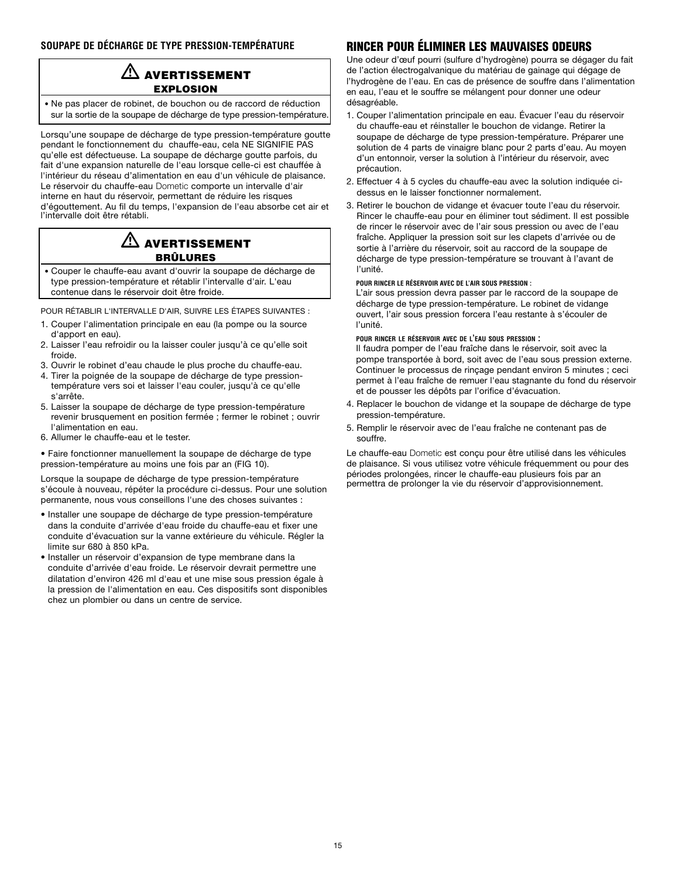## SOUPAPE DE DÉCHARGE DE TYPE PRESSION-TEMPÉRATURE

> ⚠ **AVERTISSEMENT**
> **EXPLOSION**
>
> • Ne pas placer de robinet, de bouchon ou de raccord de réduction sur la sortie de la soupape de décharge de type pression-température.

Lorsqu'une soupape de décharge de type pression-température goutte pendant le fonctionnement du chauffe-eau, cela NE SIGNIFIE PAS qu'elle est défectueuse. La soupape de décharge goutte parfois, du fait d'une expansion naturelle de l'eau lorsque celle-ci est chauffée à l'intérieur du réseau d'alimentation en eau d'un véhicule de plaisance. Le réservoir du chauffe-eau Dometic comporte un intervalle d'air interne en haut du réservoir, permettant de réduire les risques d'égouttement. Au fil du temps, l'expansion de l'eau absorbe cet air et l'intervalle doit être rétabli.

> ⚠ **AVERTISSEMENT**
> **BRÛLURES**
>
> • Couper le chauffe-eau avant d'ouvrir la soupape de décharge de type pression-température et rétablir l'intervalle d'air. L'eau contenue dans le réservoir doit être froide.

POUR RÉTABLIR L'INTERVALLE D'AIR, SUIVRE LES ÉTAPES SUIVANTES :

1. Couper l'alimentation principale en eau (la pompe ou la source d'apport en eau).
2. Laisser l'eau refroidir ou la laisser couler jusqu'à ce qu'elle soit froide.
3. Ouvrir le robinet d'eau chaude le plus proche du chauffe-eau.
4. Tirer la poignée de la soupape de décharge de type pression-température vers soi et laisser l'eau couler, jusqu'à ce qu'elle s'arrête.
5. Laisser la soupape de décharge de type pression-température revenir brusquement en position fermée ; fermer le robinet ; ouvrir l'alimentation en eau.
6. Allumer le chauffe-eau et le tester.

• Faire fonctionner manuellement la soupape de décharge de type pression-température au moins une fois par an (FIG 10).

Lorsque la soupape de décharge de type pression-température s'écoule à nouveau, répéter la procédure ci-dessus. Pour une solution permanente, nous vous conseillons l'une des choses suivantes :

- Installer une soupape de décharge de type pression-température dans la conduite d'arrivée d'eau froide du chauffe-eau et fixer une conduite d'évacuation sur la vanne extérieure du véhicule. Régler la limite sur 680 à 850 kPa.
- Installer un réservoir d'expansion de type membrane dans la conduite d'arrivée d'eau froide. Le réservoir devrait permettre une dilatation d'environ 426 ml d'eau et une mise sous pression égale à la pression de l'alimentation en eau. Ces dispositifs sont disponibles chez un plombier ou dans un centre de service.

## RINCER POUR ÉLIMINER LES MAUVAISES ODEURS

Une odeur d'œuf pourri (sulfure d'hydrogène) pourra se dégager du fait de l'action électrogalvanique du matériau de gainage qui dégage de l'hydrogène de l'eau. En cas de présence de souffre dans l'alimentation en eau, l'eau et le souffre se mélangent pour donner une odeur désagréable.

1. Couper l'alimentation principale en eau. Évacuer l'eau du réservoir du chauffe-eau et réinstaller le bouchon de vidange. Retirer la soupape de décharge de type pression-température. Préparer une solution de 4 parts de vinaigre blanc pour 2 parts d'eau. Au moyen d'un entonnoir, verser la solution à l'intérieur du réservoir, avec précaution.
2. Effectuer 4 à 5 cycles du chauffe-eau avec la solution indiquée ci-dessus en le laisser fonctionner normalement.
3. Retirer le bouchon de vidange et évacuer toute l'eau du réservoir. Rincer le chauffe-eau pour en éliminer tout sédiment. Il est possible de rincer le réservoir avec de l'air sous pression ou avec de l'eau fraîche. Appliquer la pression soit sur les clapets d'arrivée ou de sortie à l'arrière du réservoir, soit au raccord de la soupape de décharge de type pression-température se trouvant à l'avant de l'unité.

   **POUR RINCER LE RÉSERVOIR AVEC DE L'AIR SOUS PRESSION :**
   L'air sous pression devra passer par le raccord de la soupape de décharge de type pression-température. Le robinet de vidange ouvert, l'air sous pression forcera l'eau restante à s'écouler de l'unité.

   **POUR RINCER LE RÉSERVOIR AVEC DE L'EAU SOUS PRESSION :**
   Il faudra pomper de l'eau fraîche dans le réservoir, soit avec la pompe transportée à bord, soit avec de l'eau sous pression externe. Continuer le processus de rinçage pendant environ 5 minutes ; ceci permet à l'eau fraîche de remuer l'eau stagnante du fond du réservoir et de pousser les dépôts par l'orifice d'évacuation.
4. Replacer le bouchon de vidange et la soupape de décharge de type pression-température.
5. Remplir le réservoir avec de l'eau fraîche ne contenant pas de souffre.

Le chauffe-eau Dometic est conçu pour être utilisé dans les véhicules de plaisance. Si vous utilisez votre véhicule fréquemment ou pour des périodes prolongées, rincer le chauffe-eau plusieurs fois par an permettra de prolonger la vie du réservoir d'approvisionnement.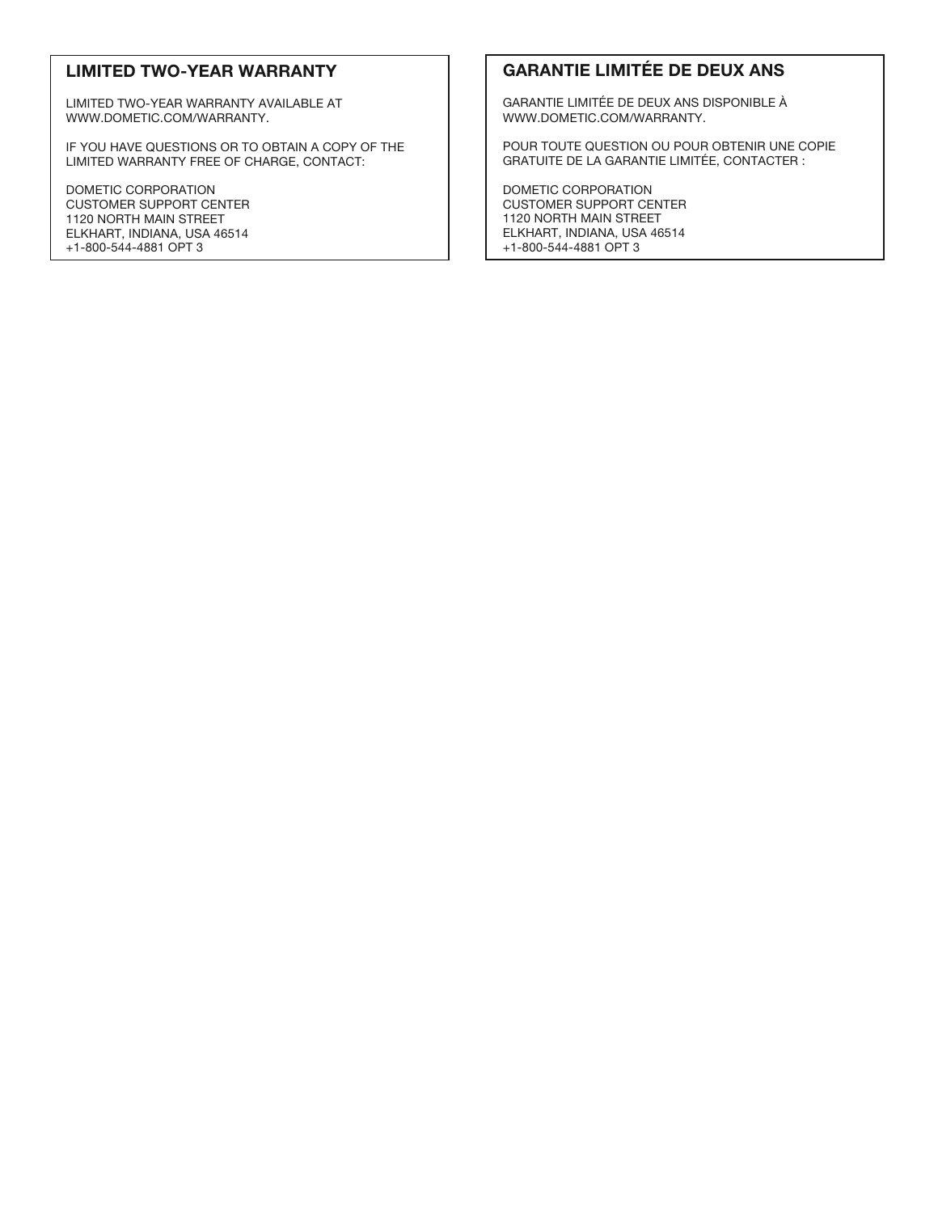## LIMITED TWO-YEAR WARRANTY

LIMITED TWO-YEAR WARRANTY AVAILABLE AT WWW.DOMETIC.COM/WARRANTY.

IF YOU HAVE QUESTIONS OR TO OBTAIN A COPY OF THE LIMITED WARRANTY FREE OF CHARGE, CONTACT:

DOMETIC CORPORATION
CUSTOMER SUPPORT CENTER
1120 NORTH MAIN STREET
ELKHART, INDIANA, USA 46514
+1-800-544-4881 OPT 3

## GARANTIE LIMITÉE DE DEUX ANS

GARANTIE LIMITÉE DE DEUX ANS DISPONIBLE À WWW.DOMETIC.COM/WARRANTY.

POUR TOUTE QUESTION OU POUR OBTENIR UNE COPIE GRATUITE DE LA GARANTIE LIMITÉE, CONTACTER :

DOMETIC CORPORATION
CUSTOMER SUPPORT CENTER
1120 NORTH MAIN STREET
ELKHART, INDIANA, USA 46514
+1-800-544-4881 OPT 3